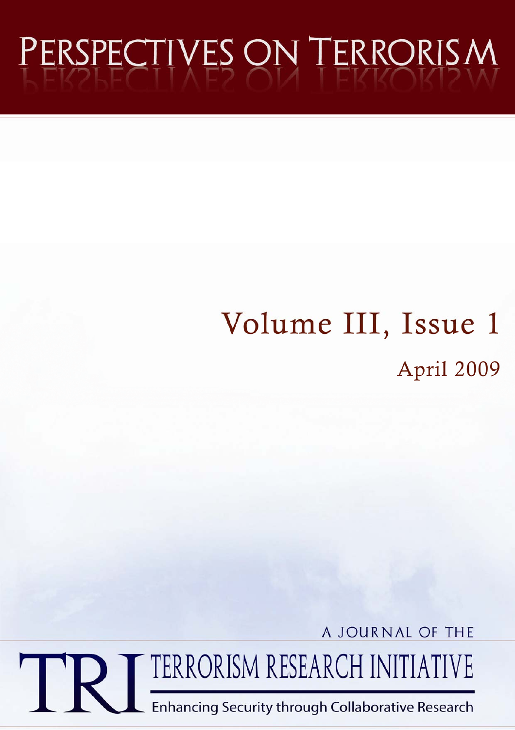# PERSPECTIVES ON TERRORISM

## Volume III, Issue 1

April 2009

A JOURNAL OF THE

TRI TERRORISM RESEARCH INITIATIVE

Enhancing Security through Collaborative Research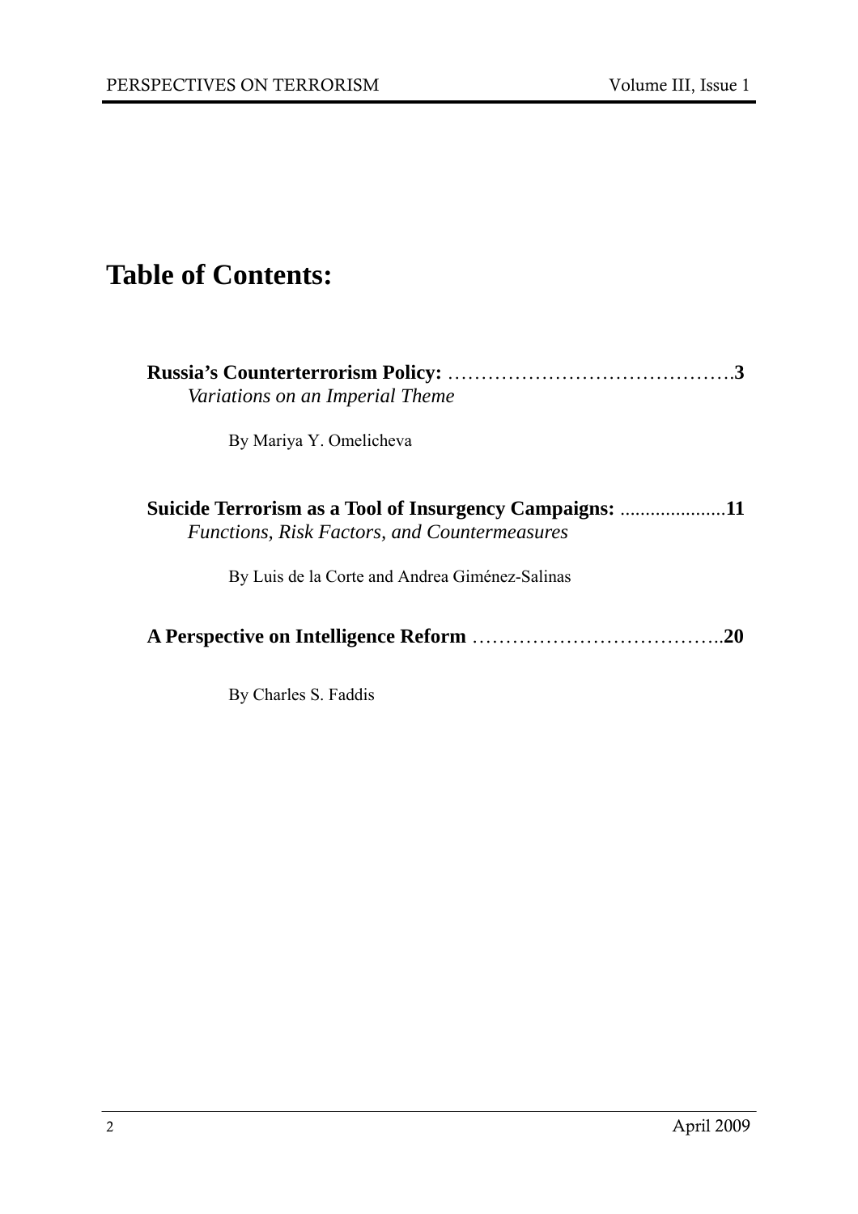# Table of Contents:

**Russia's Counterterrorism Policy:** …………………………………….**3**
*Variations on an Imperial Theme*

By Mariya Y. Omelicheva

**Suicide Terrorism as a Tool of Insurgency Campaigns:** ....................**11**
*Functions, Risk Factors, and Countermeasures*

By Luis de la Corte and Andrea Giménez-Salinas

**A Perspective on Intelligence Reform** ………………………………..**20**

By Charles S. Faddis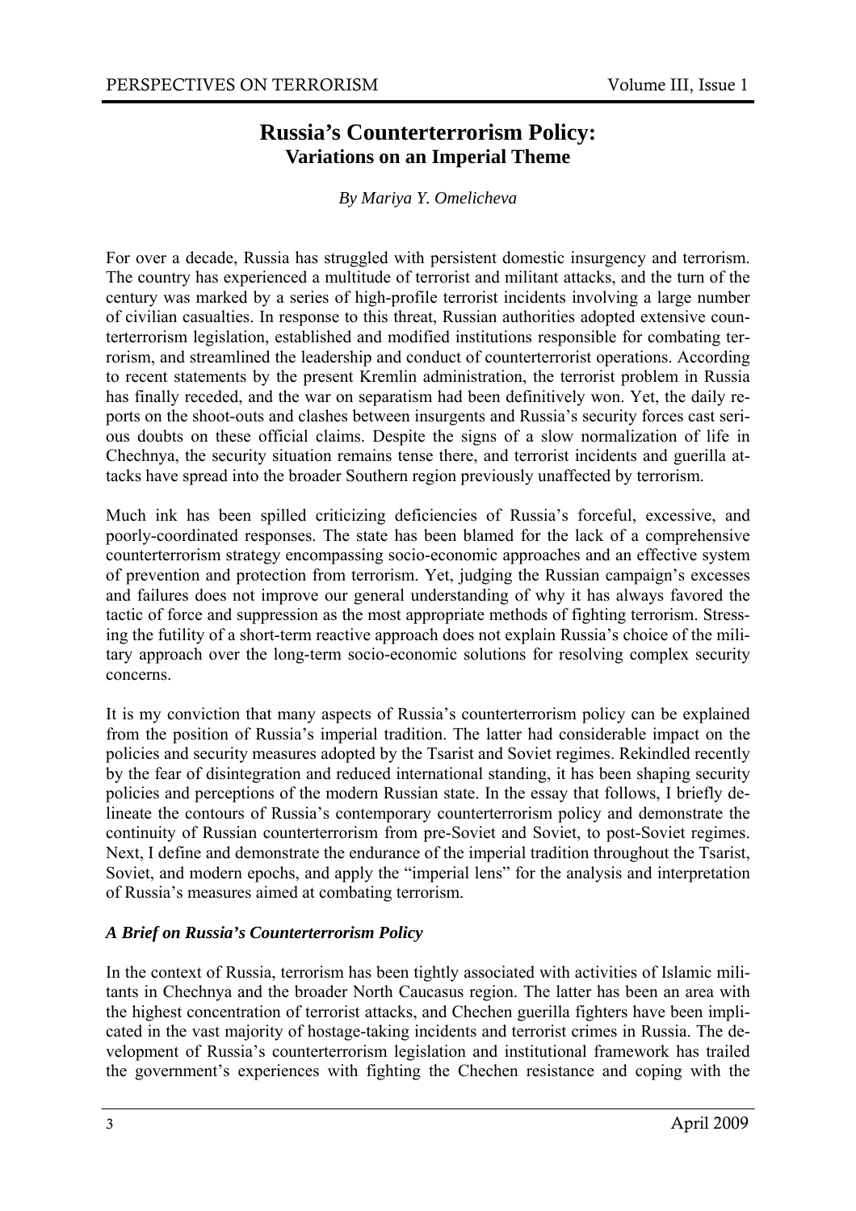# Russia's Counterterrorism Policy:
## Variations on an Imperial Theme

*By Mariya Y. Omelicheva*

For over a decade, Russia has struggled with persistent domestic insurgency and terrorism. The country has experienced a multitude of terrorist and militant attacks, and the turn of the century was marked by a series of high-profile terrorist incidents involving a large number of civilian casualties. In response to this threat, Russian authorities adopted extensive counterterrorism legislation, established and modified institutions responsible for combating terrorism, and streamlined the leadership and conduct of counterterrorist operations. According to recent statements by the present Kremlin administration, the terrorist problem in Russia has finally receded, and the war on separatism had been definitively won. Yet, the daily reports on the shoot-outs and clashes between insurgents and Russia's security forces cast serious doubts on these official claims. Despite the signs of a slow normalization of life in Chechnya, the security situation remains tense there, and terrorist incidents and guerilla attacks have spread into the broader Southern region previously unaffected by terrorism.

Much ink has been spilled criticizing deficiencies of Russia's forceful, excessive, and poorly-coordinated responses. The state has been blamed for the lack of a comprehensive counterterrorism strategy encompassing socio-economic approaches and an effective system of prevention and protection from terrorism. Yet, judging the Russian campaign's excesses and failures does not improve our general understanding of why it has always favored the tactic of force and suppression as the most appropriate methods of fighting terrorism. Stressing the futility of a short-term reactive approach does not explain Russia's choice of the military approach over the long-term socio-economic solutions for resolving complex security concerns.

It is my conviction that many aspects of Russia's counterterrorism policy can be explained from the position of Russia's imperial tradition. The latter had considerable impact on the policies and security measures adopted by the Tsarist and Soviet regimes. Rekindled recently by the fear of disintegration and reduced international standing, it has been shaping security policies and perceptions of the modern Russian state. In the essay that follows, I briefly delineate the contours of Russia's contemporary counterterrorism policy and demonstrate the continuity of Russian counterterrorism from pre-Soviet and Soviet, to post-Soviet regimes. Next, I define and demonstrate the endurance of the imperial tradition throughout the Tsarist, Soviet, and modern epochs, and apply the "imperial lens" for the analysis and interpretation of Russia's measures aimed at combating terrorism.

### *A Brief on Russia's Counterterrorism Policy*

In the context of Russia, terrorism has been tightly associated with activities of Islamic militants in Chechnya and the broader North Caucasus region. The latter has been an area with the highest concentration of terrorist attacks, and Chechen guerilla fighters have been implicated in the vast majority of hostage-taking incidents and terrorist crimes in Russia. The development of Russia's counterterrorism legislation and institutional framework has trailed the government's experiences with fighting the Chechen resistance and coping with the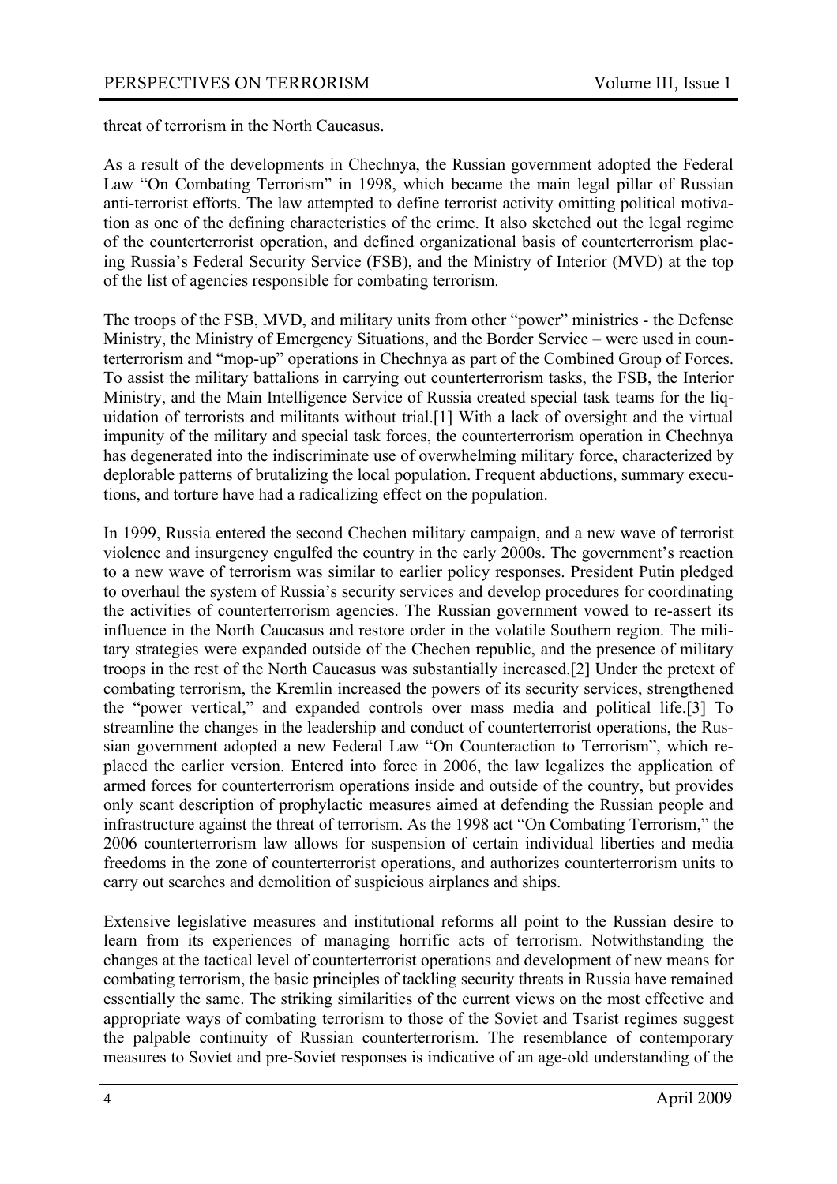threat of terrorism in the North Caucasus.

As a result of the developments in Chechnya, the Russian government adopted the Federal Law "On Combating Terrorism" in 1998, which became the main legal pillar of Russian anti-terrorist efforts. The law attempted to define terrorist activity omitting political motivation as one of the defining characteristics of the crime. It also sketched out the legal regime of the counterterrorist operation, and defined organizational basis of counterterrorism placing Russia's Federal Security Service (FSB), and the Ministry of Interior (MVD) at the top of the list of agencies responsible for combating terrorism.

The troops of the FSB, MVD, and military units from other "power" ministries - the Defense Ministry, the Ministry of Emergency Situations, and the Border Service – were used in counterterrorism and "mop-up" operations in Chechnya as part of the Combined Group of Forces. To assist the military battalions in carrying out counterterrorism tasks, the FSB, the Interior Ministry, and the Main Intelligence Service of Russia created special task teams for the liquidation of terrorists and militants without trial.[1] With a lack of oversight and the virtual impunity of the military and special task forces, the counterterrorism operation in Chechnya has degenerated into the indiscriminate use of overwhelming military force, characterized by deplorable patterns of brutalizing the local population. Frequent abductions, summary executions, and torture have had a radicalizing effect on the population.

In 1999, Russia entered the second Chechen military campaign, and a new wave of terrorist violence and insurgency engulfed the country in the early 2000s. The government's reaction to a new wave of terrorism was similar to earlier policy responses. President Putin pledged to overhaul the system of Russia's security services and develop procedures for coordinating the activities of counterterrorism agencies. The Russian government vowed to re-assert its influence in the North Caucasus and restore order in the volatile Southern region. The military strategies were expanded outside of the Chechen republic, and the presence of military troops in the rest of the North Caucasus was substantially increased.[2] Under the pretext of combating terrorism, the Kremlin increased the powers of its security services, strengthened the "power vertical," and expanded controls over mass media and political life.[3] To streamline the changes in the leadership and conduct of counterterrorist operations, the Russian government adopted a new Federal Law "On Counteraction to Terrorism", which replaced the earlier version. Entered into force in 2006, the law legalizes the application of armed forces for counterterrorism operations inside and outside of the country, but provides only scant description of prophylactic measures aimed at defending the Russian people and infrastructure against the threat of terrorism. As the 1998 act "On Combating Terrorism," the 2006 counterterrorism law allows for suspension of certain individual liberties and media freedoms in the zone of counterterrorist operations, and authorizes counterterrorism units to carry out searches and demolition of suspicious airplanes and ships.

Extensive legislative measures and institutional reforms all point to the Russian desire to learn from its experiences of managing horrific acts of terrorism. Notwithstanding the changes at the tactical level of counterterrorist operations and development of new means for combating terrorism, the basic principles of tackling security threats in Russia have remained essentially the same. The striking similarities of the current views on the most effective and appropriate ways of combating terrorism to those of the Soviet and Tsarist regimes suggest the palpable continuity of Russian counterterrorism. The resemblance of contemporary measures to Soviet and pre-Soviet responses is indicative of an age-old understanding of the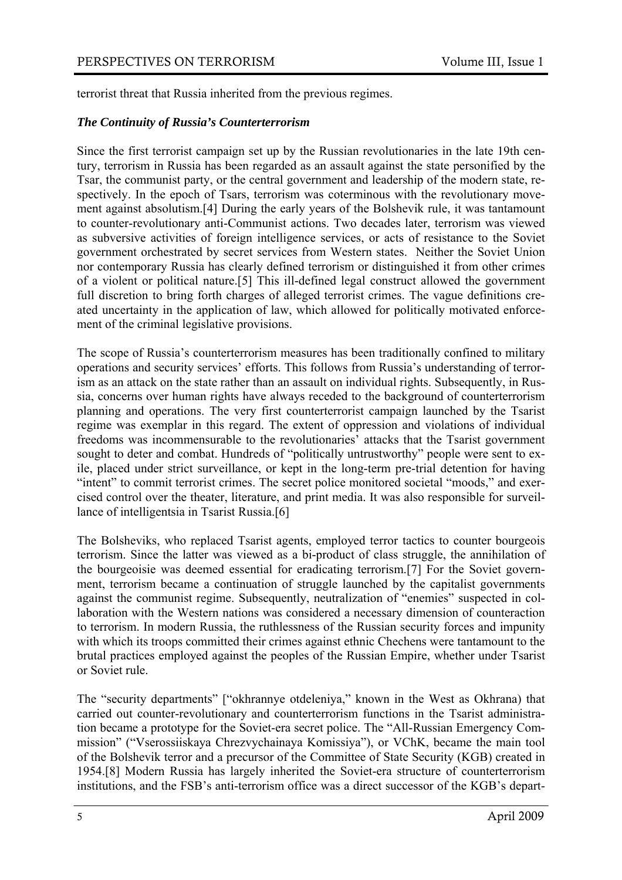terrorist threat that Russia inherited from the previous regimes.

### *The Continuity of Russia's Counterterrorism*

Since the first terrorist campaign set up by the Russian revolutionaries in the late 19th century, terrorism in Russia has been regarded as an assault against the state personified by the Tsar, the communist party, or the central government and leadership of the modern state, respectively. In the epoch of Tsars, terrorism was coterminous with the revolutionary movement against absolutism.[4] During the early years of the Bolshevik rule, it was tantamount to counter-revolutionary anti-Communist actions. Two decades later, terrorism was viewed as subversive activities of foreign intelligence services, or acts of resistance to the Soviet government orchestrated by secret services from Western states. Neither the Soviet Union nor contemporary Russia has clearly defined terrorism or distinguished it from other crimes of a violent or political nature.[5] This ill-defined legal construct allowed the government full discretion to bring forth charges of alleged terrorist crimes. The vague definitions created uncertainty in the application of law, which allowed for politically motivated enforcement of the criminal legislative provisions.

The scope of Russia's counterterrorism measures has been traditionally confined to military operations and security services' efforts. This follows from Russia's understanding of terrorism as an attack on the state rather than an assault on individual rights. Subsequently, in Russia, concerns over human rights have always receded to the background of counterterrorism planning and operations. The very first counterterrorist campaign launched by the Tsarist regime was exemplar in this regard. The extent of oppression and violations of individual freedoms was incommensurable to the revolutionaries' attacks that the Tsarist government sought to deter and combat. Hundreds of "politically untrustworthy" people were sent to exile, placed under strict surveillance, or kept in the long-term pre-trial detention for having "intent" to commit terrorist crimes. The secret police monitored societal "moods," and exercised control over the theater, literature, and print media. It was also responsible for surveillance of intelligentsia in Tsarist Russia.[6]

The Bolsheviks, who replaced Tsarist agents, employed terror tactics to counter bourgeois terrorism. Since the latter was viewed as a bi-product of class struggle, the annihilation of the bourgeoisie was deemed essential for eradicating terrorism.[7] For the Soviet government, terrorism became a continuation of struggle launched by the capitalist governments against the communist regime. Subsequently, neutralization of "enemies" suspected in collaboration with the Western nations was considered a necessary dimension of counteraction to terrorism. In modern Russia, the ruthlessness of the Russian security forces and impunity with which its troops committed their crimes against ethnic Chechens were tantamount to the brutal practices employed against the peoples of the Russian Empire, whether under Tsarist or Soviet rule.

The "security departments" ["okhrannye otdeleniya," known in the West as Okhrana) that carried out counter-revolutionary and counterterrorism functions in the Tsarist administration became a prototype for the Soviet-era secret police. The "All-Russian Emergency Commission" ("Vserossiiskaya Chrezvychainaya Komissiya"), or VChK, became the main tool of the Bolshevik terror and a precursor of the Committee of State Security (KGB) created in 1954.[8] Modern Russia has largely inherited the Soviet-era structure of counterterrorism institutions, and the FSB's anti-terrorism office was a direct successor of the KGB's depart-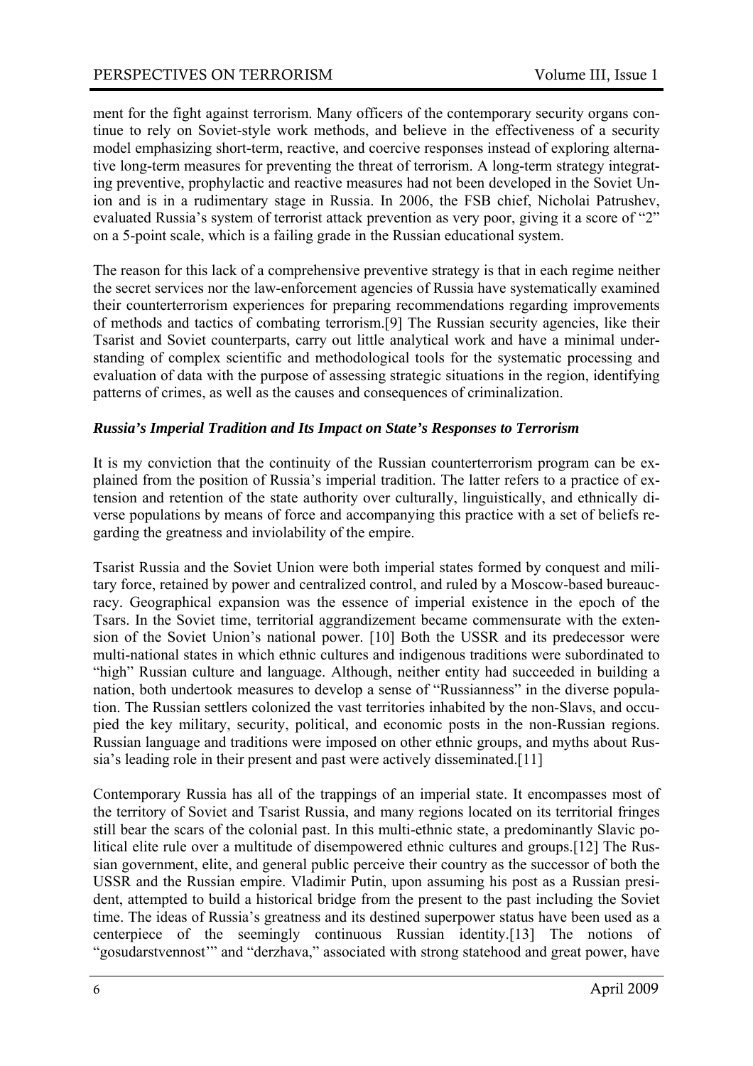ment for the fight against terrorism. Many officers of the contemporary security organs continue to rely on Soviet-style work methods, and believe in the effectiveness of a security model emphasizing short-term, reactive, and coercive responses instead of exploring alternative long-term measures for preventing the threat of terrorism. A long-term strategy integrating preventive, prophylactic and reactive measures had not been developed in the Soviet Union and is in a rudimentary stage in Russia. In 2006, the FSB chief, Nicholai Patrushev, evaluated Russia's system of terrorist attack prevention as very poor, giving it a score of "2" on a 5-point scale, which is a failing grade in the Russian educational system.

The reason for this lack of a comprehensive preventive strategy is that in each regime neither the secret services nor the law-enforcement agencies of Russia have systematically examined their counterterrorism experiences for preparing recommendations regarding improvements of methods and tactics of combating terrorism.[9] The Russian security agencies, like their Tsarist and Soviet counterparts, carry out little analytical work and have a minimal understanding of complex scientific and methodological tools for the systematic processing and evaluation of data with the purpose of assessing strategic situations in the region, identifying patterns of crimes, as well as the causes and consequences of criminalization.

### *Russia's Imperial Tradition and Its Impact on State's Responses to Terrorism*

It is my conviction that the continuity of the Russian counterterrorism program can be explained from the position of Russia's imperial tradition. The latter refers to a practice of extension and retention of the state authority over culturally, linguistically, and ethnically diverse populations by means of force and accompanying this practice with a set of beliefs regarding the greatness and inviolability of the empire.

Tsarist Russia and the Soviet Union were both imperial states formed by conquest and military force, retained by power and centralized control, and ruled by a Moscow-based bureaucracy. Geographical expansion was the essence of imperial existence in the epoch of the Tsars. In the Soviet time, territorial aggrandizement became commensurate with the extension of the Soviet Union's national power. [10] Both the USSR and its predecessor were multi-national states in which ethnic cultures and indigenous traditions were subordinated to "high" Russian culture and language. Although, neither entity had succeeded in building a nation, both undertook measures to develop a sense of "Russianness" in the diverse population. The Russian settlers colonized the vast territories inhabited by the non-Slavs, and occupied the key military, security, political, and economic posts in the non-Russian regions. Russian language and traditions were imposed on other ethnic groups, and myths about Russia's leading role in their present and past were actively disseminated.[11]

Contemporary Russia has all of the trappings of an imperial state. It encompasses most of the territory of Soviet and Tsarist Russia, and many regions located on its territorial fringes still bear the scars of the colonial past. In this multi-ethnic state, a predominantly Slavic political elite rule over a multitude of disempowered ethnic cultures and groups.[12] The Russian government, elite, and general public perceive their country as the successor of both the USSR and the Russian empire. Vladimir Putin, upon assuming his post as a Russian president, attempted to build a historical bridge from the present to the past including the Soviet time. The ideas of Russia's greatness and its destined superpower status have been used as a centerpiece of the seemingly continuous Russian identity.[13] The notions of "gosudarstvennost'" and "derzhava," associated with strong statehood and great power, have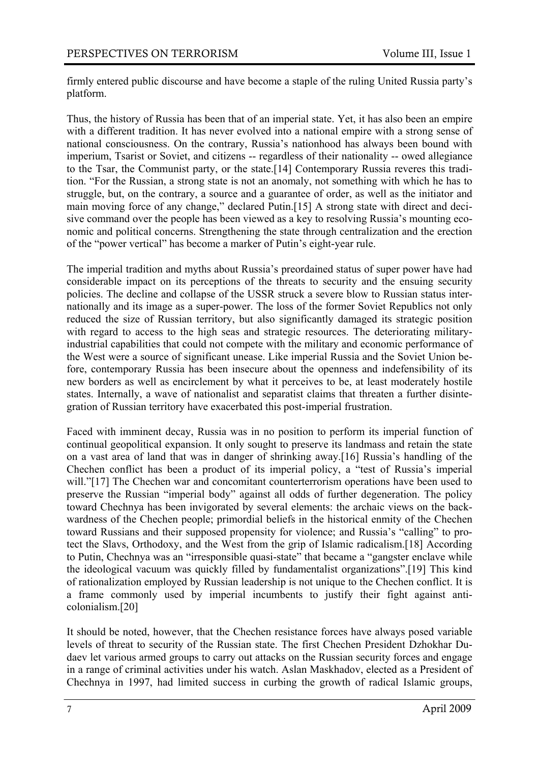firmly entered public discourse and have become a staple of the ruling United Russia party's platform.

Thus, the history of Russia has been that of an imperial state. Yet, it has also been an empire with a different tradition. It has never evolved into a national empire with a strong sense of national consciousness. On the contrary, Russia's nationhood has always been bound with imperium, Tsarist or Soviet, and citizens -- regardless of their nationality -- owed allegiance to the Tsar, the Communist party, or the state.[14] Contemporary Russia reveres this tradition. "For the Russian, a strong state is not an anomaly, not something with which he has to struggle, but, on the contrary, a source and a guarantee of order, as well as the initiator and main moving force of any change," declared Putin.[15] A strong state with direct and decisive command over the people has been viewed as a key to resolving Russia's mounting economic and political concerns. Strengthening the state through centralization and the erection of the "power vertical" has become a marker of Putin's eight-year rule.

The imperial tradition and myths about Russia's preordained status of super power have had considerable impact on its perceptions of the threats to security and the ensuing security policies. The decline and collapse of the USSR struck a severe blow to Russian status internationally and its image as a super-power. The loss of the former Soviet Republics not only reduced the size of Russian territory, but also significantly damaged its strategic position with regard to access to the high seas and strategic resources. The deteriorating military-industrial capabilities that could not compete with the military and economic performance of the West were a source of significant unease. Like imperial Russia and the Soviet Union before, contemporary Russia has been insecure about the openness and indefensibility of its new borders as well as encirclement by what it perceives to be, at least moderately hostile states. Internally, a wave of nationalist and separatist claims that threaten a further disintegration of Russian territory have exacerbated this post-imperial frustration.

Faced with imminent decay, Russia was in no position to perform its imperial function of continual geopolitical expansion. It only sought to preserve its landmass and retain the state on a vast area of land that was in danger of shrinking away.[16] Russia's handling of the Chechen conflict has been a product of its imperial policy, a "test of Russia's imperial will."[17] The Chechen war and concomitant counterterrorism operations have been used to preserve the Russian "imperial body" against all odds of further degeneration. The policy toward Chechnya has been invigorated by several elements: the archaic views on the backwardness of the Chechen people; primordial beliefs in the historical enmity of the Chechen toward Russians and their supposed propensity for violence; and Russia's "calling" to protect the Slavs, Orthodoxy, and the West from the grip of Islamic radicalism.[18] According to Putin, Chechnya was an "irresponsible quasi-state" that became a "gangster enclave while the ideological vacuum was quickly filled by fundamentalist organizations".[19] This kind of rationalization employed by Russian leadership is not unique to the Chechen conflict. It is a frame commonly used by imperial incumbents to justify their fight against anti-colonialism.[20]

It should be noted, however, that the Chechen resistance forces have always posed variable levels of threat to security of the Russian state. The first Chechen President Dzhokhar Dudaev let various armed groups to carry out attacks on the Russian security forces and engage in a range of criminal activities under his watch. Aslan Maskhadov, elected as a President of Chechnya in 1997, had limited success in curbing the growth of radical Islamic groups,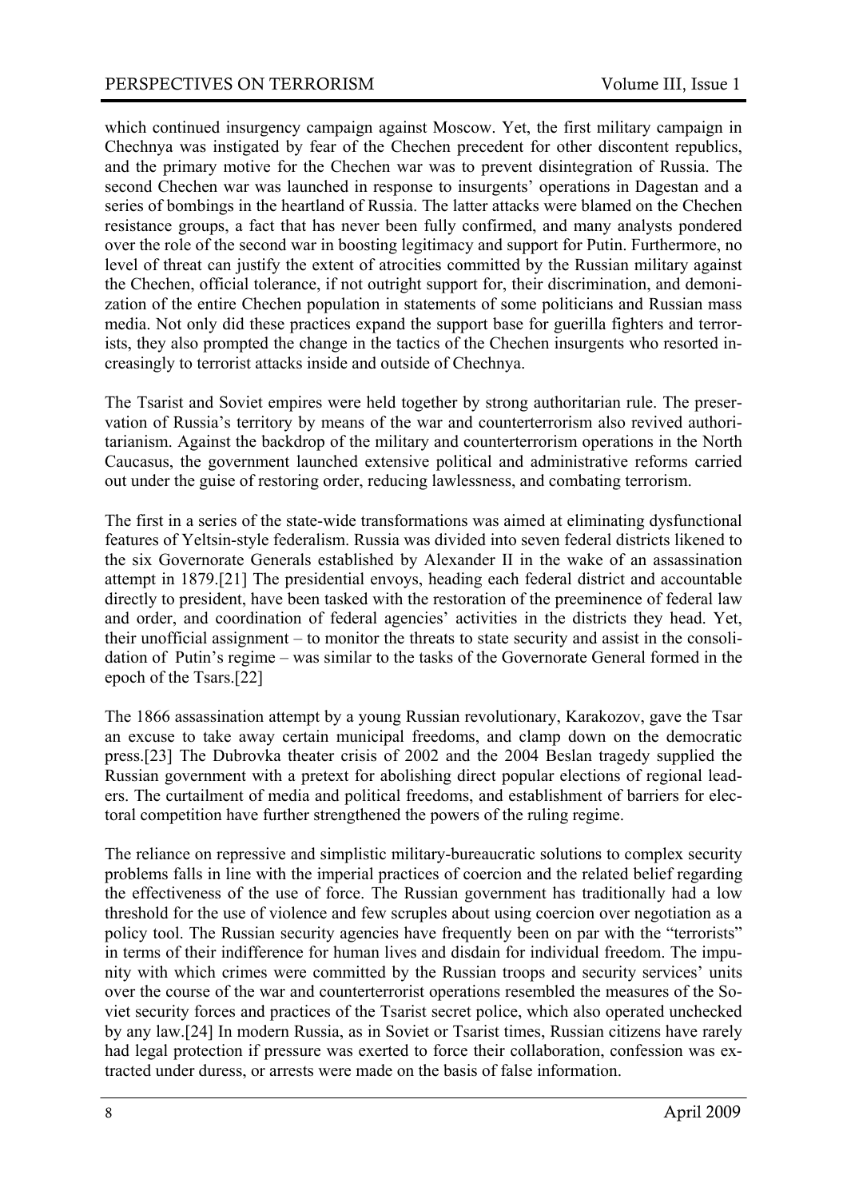which continued insurgency campaign against Moscow. Yet, the first military campaign in Chechnya was instigated by fear of the Chechen precedent for other discontent republics, and the primary motive for the Chechen war was to prevent disintegration of Russia. The second Chechen war was launched in response to insurgents' operations in Dagestan and a series of bombings in the heartland of Russia. The latter attacks were blamed on the Chechen resistance groups, a fact that has never been fully confirmed, and many analysts pondered over the role of the second war in boosting legitimacy and support for Putin. Furthermore, no level of threat can justify the extent of atrocities committed by the Russian military against the Chechen, official tolerance, if not outright support for, their discrimination, and demonization of the entire Chechen population in statements of some politicians and Russian mass media. Not only did these practices expand the support base for guerilla fighters and terrorists, they also prompted the change in the tactics of the Chechen insurgents who resorted increasingly to terrorist attacks inside and outside of Chechnya.

The Tsarist and Soviet empires were held together by strong authoritarian rule. The preservation of Russia's territory by means of the war and counterterrorism also revived authoritarianism. Against the backdrop of the military and counterterrorism operations in the North Caucasus, the government launched extensive political and administrative reforms carried out under the guise of restoring order, reducing lawlessness, and combating terrorism.

The first in a series of the state-wide transformations was aimed at eliminating dysfunctional features of Yeltsin-style federalism. Russia was divided into seven federal districts likened to the six Governorate Generals established by Alexander II in the wake of an assassination attempt in 1879.[21] The presidential envoys, heading each federal district and accountable directly to president, have been tasked with the restoration of the preeminence of federal law and order, and coordination of federal agencies' activities in the districts they head. Yet, their unofficial assignment – to monitor the threats to state security and assist in the consolidation of Putin's regime – was similar to the tasks of the Governorate General formed in the epoch of the Tsars.[22]

The 1866 assassination attempt by a young Russian revolutionary, Karakozov, gave the Tsar an excuse to take away certain municipal freedoms, and clamp down on the democratic press.[23] The Dubrovka theater crisis of 2002 and the 2004 Beslan tragedy supplied the Russian government with a pretext for abolishing direct popular elections of regional leaders. The curtailment of media and political freedoms, and establishment of barriers for electoral competition have further strengthened the powers of the ruling regime.

The reliance on repressive and simplistic military-bureaucratic solutions to complex security problems falls in line with the imperial practices of coercion and the related belief regarding the effectiveness of the use of force. The Russian government has traditionally had a low threshold for the use of violence and few scruples about using coercion over negotiation as a policy tool. The Russian security agencies have frequently been on par with the "terrorists" in terms of their indifference for human lives and disdain for individual freedom. The impunity with which crimes were committed by the Russian troops and security services' units over the course of the war and counterterrorist operations resembled the measures of the Soviet security forces and practices of the Tsarist secret police, which also operated unchecked by any law.[24] In modern Russia, as in Soviet or Tsarist times, Russian citizens have rarely had legal protection if pressure was exerted to force their collaboration, confession was extracted under duress, or arrests were made on the basis of false information.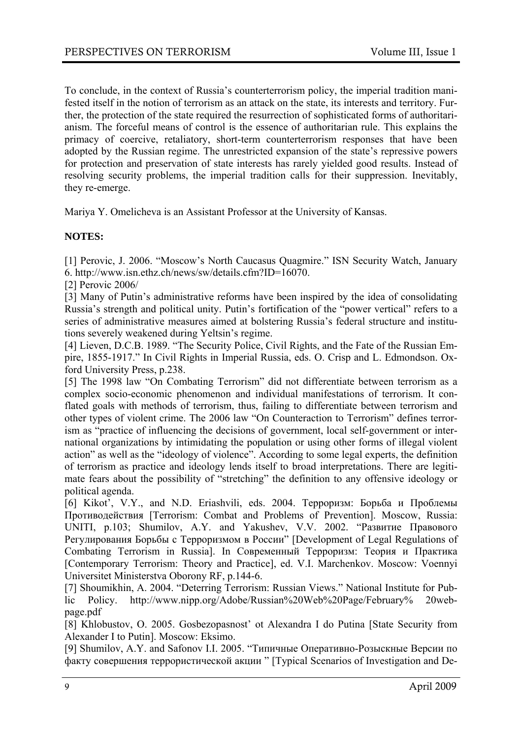To conclude, in the context of Russia's counterterrorism policy, the imperial tradition manifested itself in the notion of terrorism as an attack on the state, its interests and territory. Further, the protection of the state required the resurrection of sophisticated forms of authoritarianism. The forceful means of control is the essence of authoritarian rule. This explains the primacy of coercive, retaliatory, short-term counterterrorism responses that have been adopted by the Russian regime. The unrestricted expansion of the state's repressive powers for protection and preservation of state interests has rarely yielded good results. Instead of resolving security problems, the imperial tradition calls for their suppression. Inevitably, they re-emerge.

Mariya Y. Omelicheva is an Assistant Professor at the University of Kansas.

**NOTES:**

[1] Perovic, J. 2006. "Moscow's North Caucasus Quagmire." ISN Security Watch, January 6. http://www.isn.ethz.ch/news/sw/details.cfm?ID=16070.

[2] Perovic 2006/

[3] Many of Putin's administrative reforms have been inspired by the idea of consolidating Russia's strength and political unity. Putin's fortification of the "power vertical" refers to a series of administrative measures aimed at bolstering Russia's federal structure and institutions severely weakened during Yeltsin's regime.

[4] Lieven, D.C.B. 1989. "The Security Police, Civil Rights, and the Fate of the Russian Empire, 1855-1917." In Civil Rights in Imperial Russia, eds. O. Crisp and L. Edmondson. Oxford University Press, p.238.

[5] The 1998 law "On Combating Terrorism" did not differentiate between terrorism as a complex socio-economic phenomenon and individual manifestations of terrorism. It conflated goals with methods of terrorism, thus, failing to differentiate between terrorism and other types of violent crime. The 2006 law "On Counteraction to Terrorism" defines terrorism as "practice of influencing the decisions of government, local self-government or international organizations by intimidating the population or using other forms of illegal violent action" as well as the "ideology of violence". According to some legal experts, the definition of terrorism as practice and ideology lends itself to broad interpretations. There are legitimate fears about the possibility of "stretching" the definition to any offensive ideology or political agenda.

[6] Kikot', V.Y., and N.D. Eriashvili, eds. 2004. Терроризм: Борьба и Проблемы Противодействия [Terrorism: Combat and Problems of Prevention]. Moscow, Russia: UNITI, p.103; Shumilov, A.Y. and Yakushev, V.V. 2002. "Развитие Правового Регулирования Борьбы с Терроризмом в России" [Development of Legal Regulations of Combating Terrorism in Russia]. In Современный Терроризм: Теория и Практика [Contemporary Terrorism: Theory and Practice], ed. V.I. Marchenkov. Moscow: Voennyi Universitet Ministerstva Oborony RF, p.144-6.

[7] Shoumikhin, A. 2004. "Deterring Terrorism: Russian Views." National Institute for Public Policy. http://www.nipp.org/Adobe/Russian%20Web%20Page/February% 20webpage.pdf

[8] Khlobustov, O. 2005. Gosbezopasnost' ot Alexandra I do Putina [State Security from Alexander I to Putin]. Moscow: Eksimo.

[9] Shumilov, A.Y. and Safonov I.I. 2005. "Типичные Оперативно-Розыскные Версии по факту совершения террористической акции " [Typical Scenarios of Investigation and De-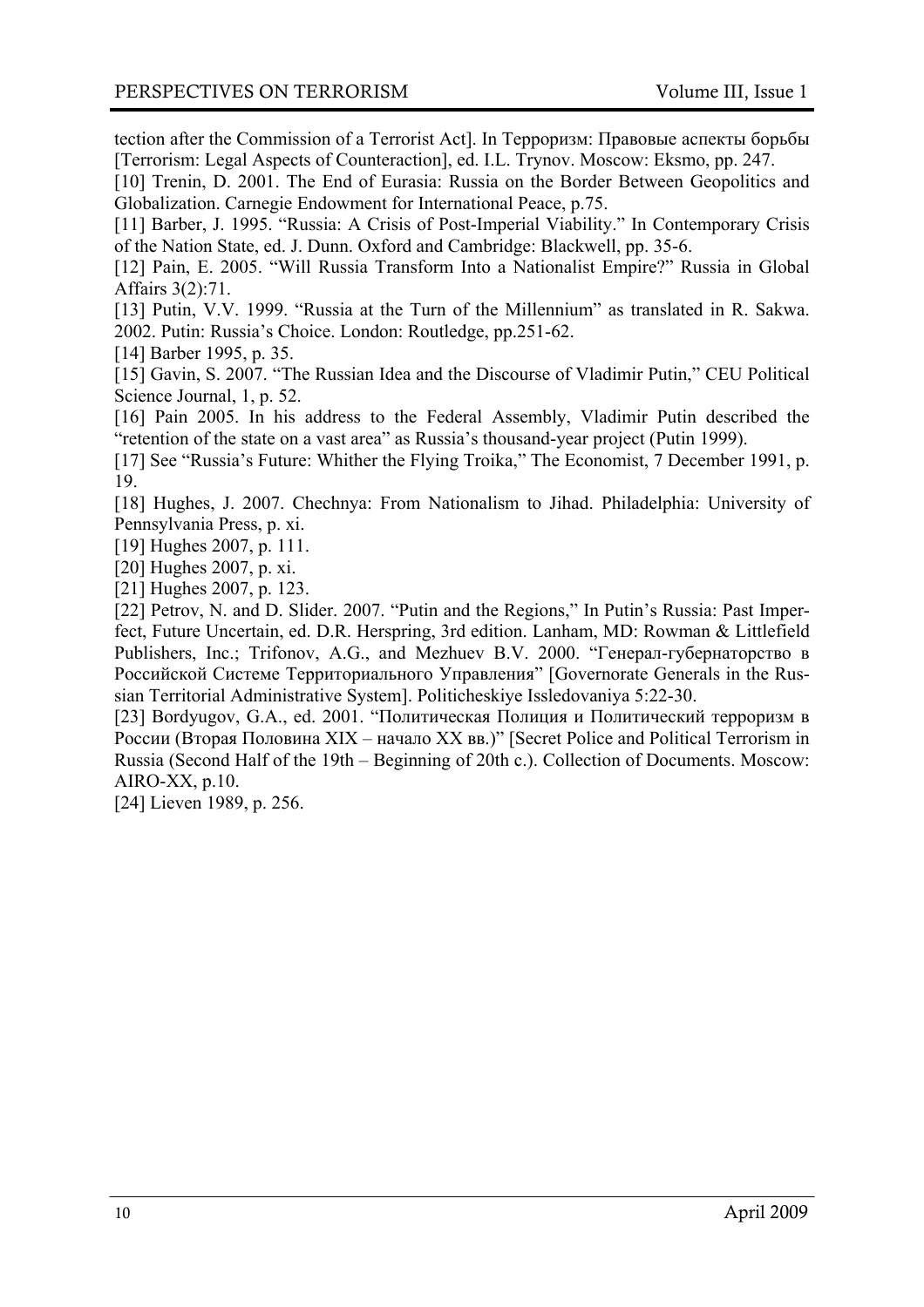tection after the Commission of a Terrorist Act]. In Терроризм: Правовые аспекты борьбы [Terrorism: Legal Aspects of Counteraction], ed. I.L. Trynov. Moscow: Eksmo, pp. 247.

[10] Trenin, D. 2001. The End of Eurasia: Russia on the Border Between Geopolitics and Globalization. Carnegie Endowment for International Peace, p.75.

[11] Barber, J. 1995. "Russia: A Crisis of Post-Imperial Viability." In Contemporary Crisis of the Nation State, ed. J. Dunn. Oxford and Cambridge: Blackwell, pp. 35-6.

[12] Pain, E. 2005. "Will Russia Transform Into a Nationalist Empire?" Russia in Global Affairs 3(2):71.

[13] Putin, V.V. 1999. "Russia at the Turn of the Millennium" as translated in R. Sakwa. 2002. Putin: Russia's Choice. London: Routledge, pp.251-62.

[14] Barber 1995, p. 35.

[15] Gavin, S. 2007. "The Russian Idea and the Discourse of Vladimir Putin," CEU Political Science Journal, 1, p. 52.

[16] Pain 2005. In his address to the Federal Assembly, Vladimir Putin described the "retention of the state on a vast area" as Russia's thousand-year project (Putin 1999).

[17] See "Russia's Future: Whither the Flying Troika," The Economist, 7 December 1991, p. 19.

[18] Hughes, J. 2007. Chechnya: From Nationalism to Jihad. Philadelphia: University of Pennsylvania Press, p. xi.

[19] Hughes 2007, p. 111.

[20] Hughes 2007, p. xi.

[21] Hughes 2007, p. 123.

[22] Petrov, N. and D. Slider. 2007. "Putin and the Regions," In Putin's Russia: Past Imperfect, Future Uncertain, ed. D.R. Herspring, 3rd edition. Lanham, MD: Rowman & Littlefield Publishers, Inc.; Trifonov, A.G., and Mezhuev B.V. 2000. "Генерал-губернаторство в Российской Системе Территориального Управления" [Governorate Generals in the Russian Territorial Administrative System]. Politicheskiye Issledovaniya 5:22-30.

[23] Bordyugov, G.A., ed. 2001. "Политическая Полиция и Политический терроризм в России (Вторая Половина XIX – начало XX вв.)" [Secret Police and Political Terrorism in Russia (Second Half of the 19th – Beginning of 20th c.). Collection of Documents. Moscow: AIRO-XX, p.10.

[24] Lieven 1989, p. 256.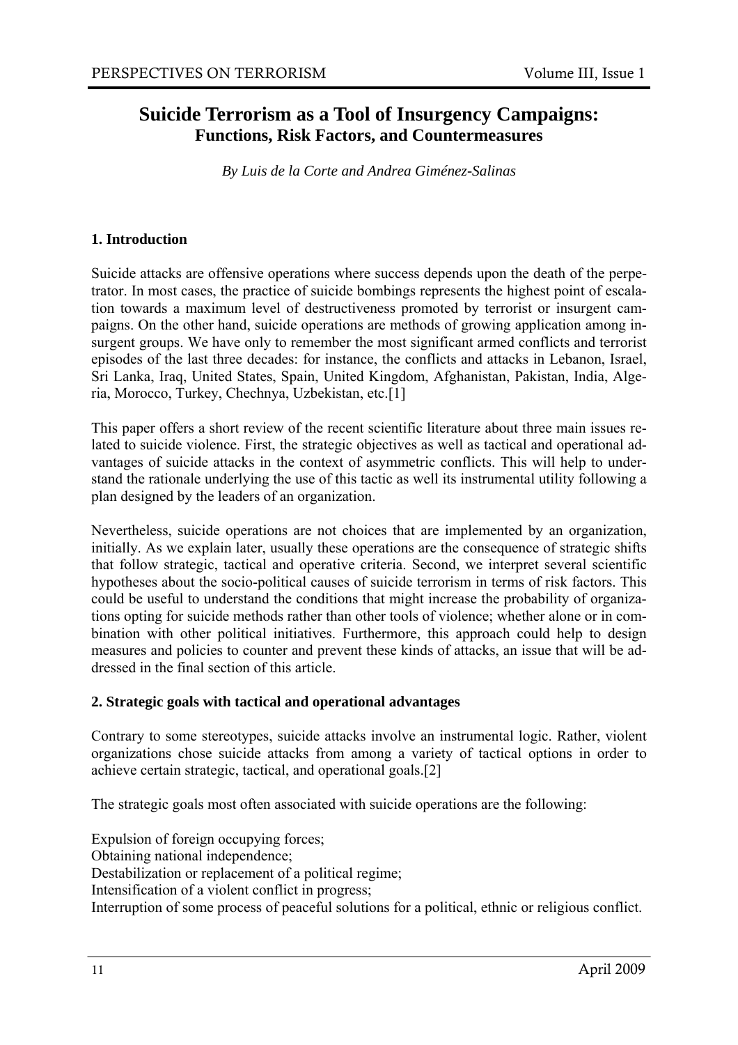# Suicide Terrorism as a Tool of Insurgency Campaigns:
## Functions, Risk Factors, and Countermeasures

*By Luis de la Corte and Andrea Giménez-Salinas*

### 1. Introduction

Suicide attacks are offensive operations where success depends upon the death of the perpetrator. In most cases, the practice of suicide bombings represents the highest point of escalation towards a maximum level of destructiveness promoted by terrorist or insurgent campaigns. On the other hand, suicide operations are methods of growing application among insurgent groups. We have only to remember the most significant armed conflicts and terrorist episodes of the last three decades: for instance, the conflicts and attacks in Lebanon, Israel, Sri Lanka, Iraq, United States, Spain, United Kingdom, Afghanistan, Pakistan, India, Algeria, Morocco, Turkey, Chechnya, Uzbekistan, etc.[1]

This paper offers a short review of the recent scientific literature about three main issues related to suicide violence. First, the strategic objectives as well as tactical and operational advantages of suicide attacks in the context of asymmetric conflicts. This will help to understand the rationale underlying the use of this tactic as well its instrumental utility following a plan designed by the leaders of an organization.

Nevertheless, suicide operations are not choices that are implemented by an organization, initially. As we explain later, usually these operations are the consequence of strategic shifts that follow strategic, tactical and operative criteria. Second, we interpret several scientific hypotheses about the socio-political causes of suicide terrorism in terms of risk factors. This could be useful to understand the conditions that might increase the probability of organizations opting for suicide methods rather than other tools of violence; whether alone or in combination with other political initiatives. Furthermore, this approach could help to design measures and policies to counter and prevent these kinds of attacks, an issue that will be addressed in the final section of this article.

### 2. Strategic goals with tactical and operational advantages

Contrary to some stereotypes, suicide attacks involve an instrumental logic. Rather, violent organizations chose suicide attacks from among a variety of tactical options in order to achieve certain strategic, tactical, and operational goals.[2]

The strategic goals most often associated with suicide operations are the following:

Expulsion of foreign occupying forces;
Obtaining national independence;
Destabilization or replacement of a political regime;
Intensification of a violent conflict in progress;
Interruption of some process of peaceful solutions for a political, ethnic or religious conflict.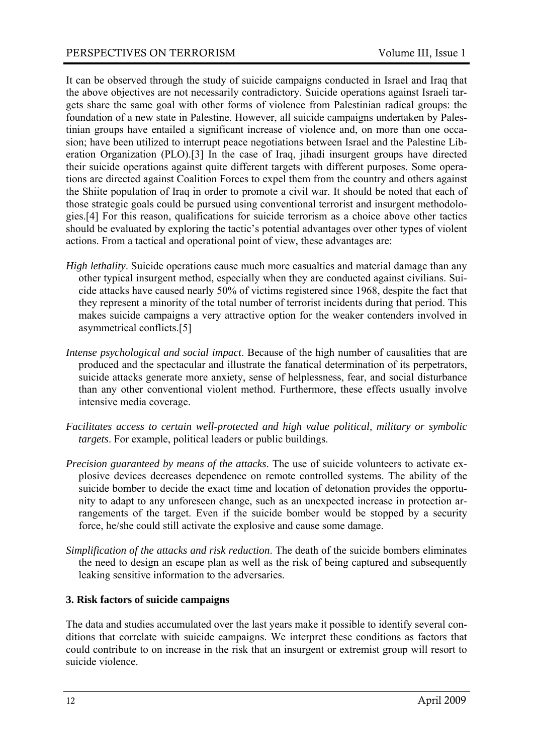It can be observed through the study of suicide campaigns conducted in Israel and Iraq that the above objectives are not necessarily contradictory. Suicide operations against Israeli targets share the same goal with other forms of violence from Palestinian radical groups: the foundation of a new state in Palestine. However, all suicide campaigns undertaken by Palestinian groups have entailed a significant increase of violence and, on more than one occasion; have been utilized to interrupt peace negotiations between Israel and the Palestine Liberation Organization (PLO).[3] In the case of Iraq, jihadi insurgent groups have directed their suicide operations against quite different targets with different purposes. Some operations are directed against Coalition Forces to expel them from the country and others against the Shiite population of Iraq in order to promote a civil war. It should be noted that each of those strategic goals could be pursued using conventional terrorist and insurgent methodologies.[4] For this reason, qualifications for suicide terrorism as a choice above other tactics should be evaluated by exploring the tactic's potential advantages over other types of violent actions. From a tactical and operational point of view, these advantages are:

*High lethality*. Suicide operations cause much more casualties and material damage than any other typical insurgent method, especially when they are conducted against civilians. Suicide attacks have caused nearly 50% of victims registered since 1968, despite the fact that they represent a minority of the total number of terrorist incidents during that period. This makes suicide campaigns a very attractive option for the weaker contenders involved in asymmetrical conflicts.[5]

*Intense psychological and social impact*. Because of the high number of causalities that are produced and the spectacular and illustrate the fanatical determination of its perpetrators, suicide attacks generate more anxiety, sense of helplessness, fear, and social disturbance than any other conventional violent method. Furthermore, these effects usually involve intensive media coverage.

*Facilitates access to certain well-protected and high value political, military or symbolic targets*. For example, political leaders or public buildings.

*Precision guaranteed by means of the attacks*. The use of suicide volunteers to activate explosive devices decreases dependence on remote controlled systems. The ability of the suicide bomber to decide the exact time and location of detonation provides the opportunity to adapt to any unforeseen change, such as an unexpected increase in protection arrangements of the target. Even if the suicide bomber would be stopped by a security force, he/she could still activate the explosive and cause some damage.

*Simplification of the attacks and risk reduction*. The death of the suicide bombers eliminates the need to design an escape plan as well as the risk of being captured and subsequently leaking sensitive information to the adversaries.

### 3. Risk factors of suicide campaigns

The data and studies accumulated over the last years make it possible to identify several conditions that correlate with suicide campaigns. We interpret these conditions as factors that could contribute to on increase in the risk that an insurgent or extremist group will resort to suicide violence.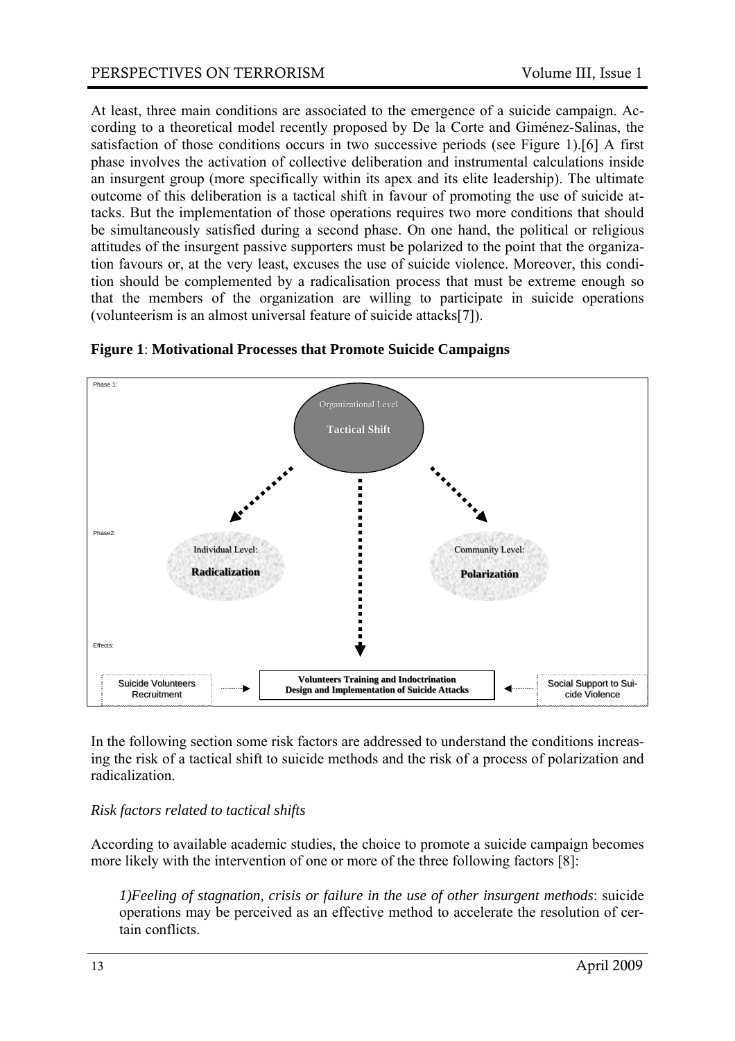At least, three main conditions are associated to the emergence of a suicide campaign. According to a theoretical model recently proposed by De la Corte and Giménez-Salinas, the satisfaction of those conditions occurs in two successive periods (see Figure 1).[6] A first phase involves the activation of collective deliberation and instrumental calculations inside an insurgent group (more specifically within its apex and its elite leadership). The ultimate outcome of this deliberation is a tactical shift in favour of promoting the use of suicide attacks. But the implementation of those operations requires two more conditions that should be simultaneously satisfied during a second phase. On one hand, the political or religious attitudes of the insurgent passive supporters must be polarized to the point that the organization favours or, at the very least, excuses the use of suicide violence. Moreover, this condition should be complemented by a radicalisation process that must be extreme enough so that the members of the organization are willing to participate in suicide operations (volunteerism is an almost universal feature of suicide attacks[7]).

**Figure 1**: **Motivational Processes that Promote Suicide Campaigns**

Phase 1:

Organizational Level

**Tactical Shift**

Phase2:

Individual Level:

**Radicalization**

Community Level:

**Polarizatión**

Effects:

Suicide Volunteers Recruitment

**Volunteers Training and Indoctrination**
**Design and Implementation of Suicide Attacks**

Social Support to Suicide Violence

In the following section some risk factors are addressed to understand the conditions increasing the risk of a tactical shift to suicide methods and the risk of a process of polarization and radicalization.

*Risk factors related to tactical shifts*

According to available academic studies, the choice to promote a suicide campaign becomes more likely with the intervention of one or more of the three following factors [8]:

*1)Feeling of stagnation, crisis or failure in the use of other insurgent methods*: suicide operations may be perceived as an effective method to accelerate the resolution of certain conflicts.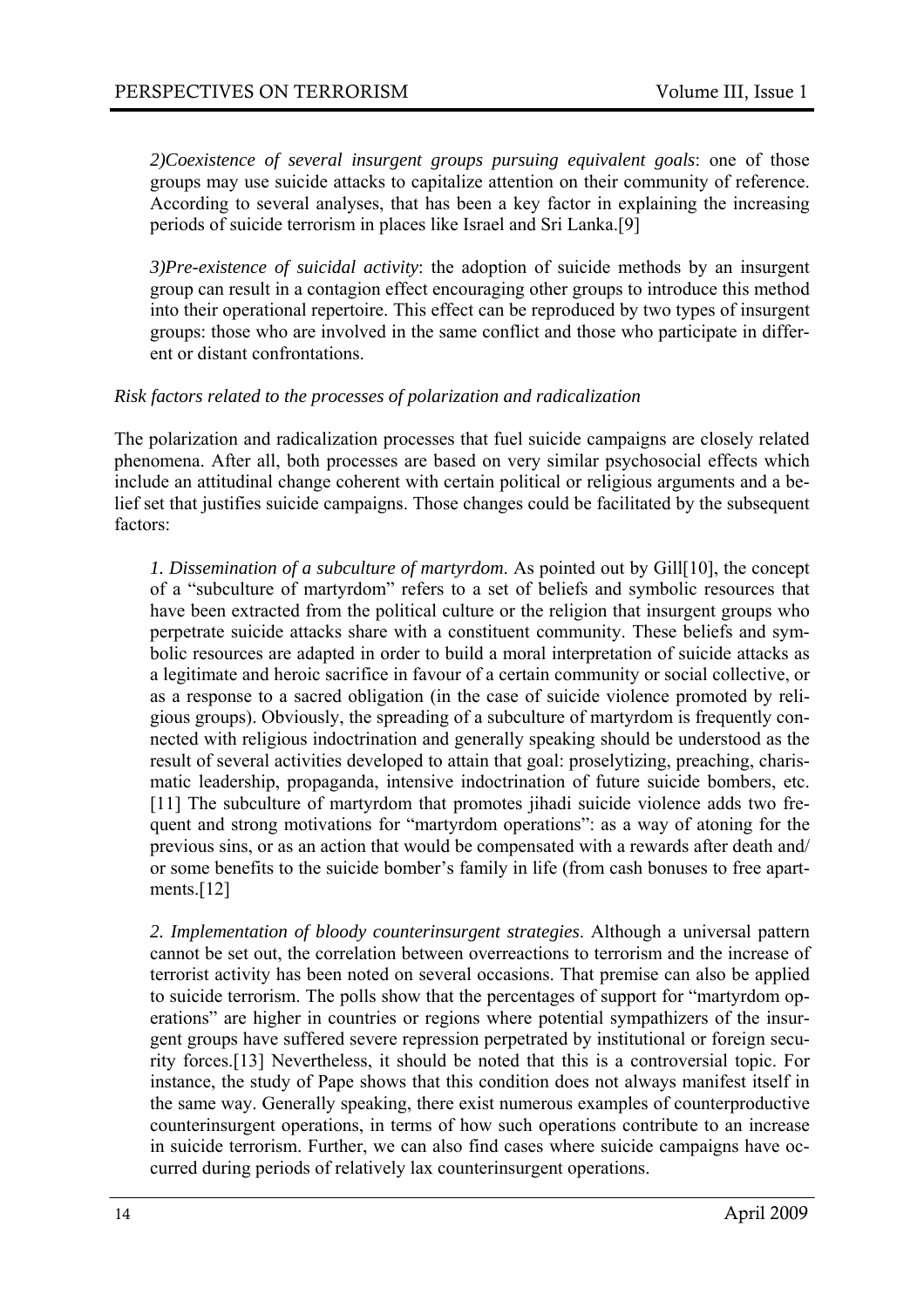*2)Coexistence of several insurgent groups pursuing equivalent goals*: one of those groups may use suicide attacks to capitalize attention on their community of reference. According to several analyses, that has been a key factor in explaining the increasing periods of suicide terrorism in places like Israel and Sri Lanka.[9]

*3)Pre-existence of suicidal activity*: the adoption of suicide methods by an insurgent group can result in a contagion effect encouraging other groups to introduce this method into their operational repertoire. This effect can be reproduced by two types of insurgent groups: those who are involved in the same conflict and those who participate in different or distant confrontations.

*Risk factors related to the processes of polarization and radicalization*

The polarization and radicalization processes that fuel suicide campaigns are closely related phenomena. After all, both processes are based on very similar psychosocial effects which include an attitudinal change coherent with certain political or religious arguments and a belief set that justifies suicide campaigns. Those changes could be facilitated by the subsequent factors:

*1. Dissemination of a subculture of martyrdom.* As pointed out by Gill[10], the concept of a "subculture of martyrdom" refers to a set of beliefs and symbolic resources that have been extracted from the political culture or the religion that insurgent groups who perpetrate suicide attacks share with a constituent community. These beliefs and symbolic resources are adapted in order to build a moral interpretation of suicide attacks as a legitimate and heroic sacrifice in favour of a certain community or social collective, or as a response to a sacred obligation (in the case of suicide violence promoted by religious groups). Obviously, the spreading of a subculture of martyrdom is frequently connected with religious indoctrination and generally speaking should be understood as the result of several activities developed to attain that goal: proselytizing, preaching, charismatic leadership, propaganda, intensive indoctrination of future suicide bombers, etc.[11] The subculture of martyrdom that promotes jihadi suicide violence adds two frequent and strong motivations for "martyrdom operations": as a way of atoning for the previous sins, or as an action that would be compensated with a rewards after death and/or some benefits to the suicide bomber's family in life (from cash bonuses to free apartments.[12]

*2. Implementation of bloody counterinsurgent strategies*. Although a universal pattern cannot be set out, the correlation between overreactions to terrorism and the increase of terrorist activity has been noted on several occasions. That premise can also be applied to suicide terrorism. The polls show that the percentages of support for "martyrdom operations" are higher in countries or regions where potential sympathizers of the insurgent groups have suffered severe repression perpetrated by institutional or foreign security forces.[13] Nevertheless, it should be noted that this is a controversial topic. For instance, the study of Pape shows that this condition does not always manifest itself in the same way. Generally speaking, there exist numerous examples of counterproductive counterinsurgent operations, in terms of how such operations contribute to an increase in suicide terrorism. Further, we can also find cases where suicide campaigns have occurred during periods of relatively lax counterinsurgent operations.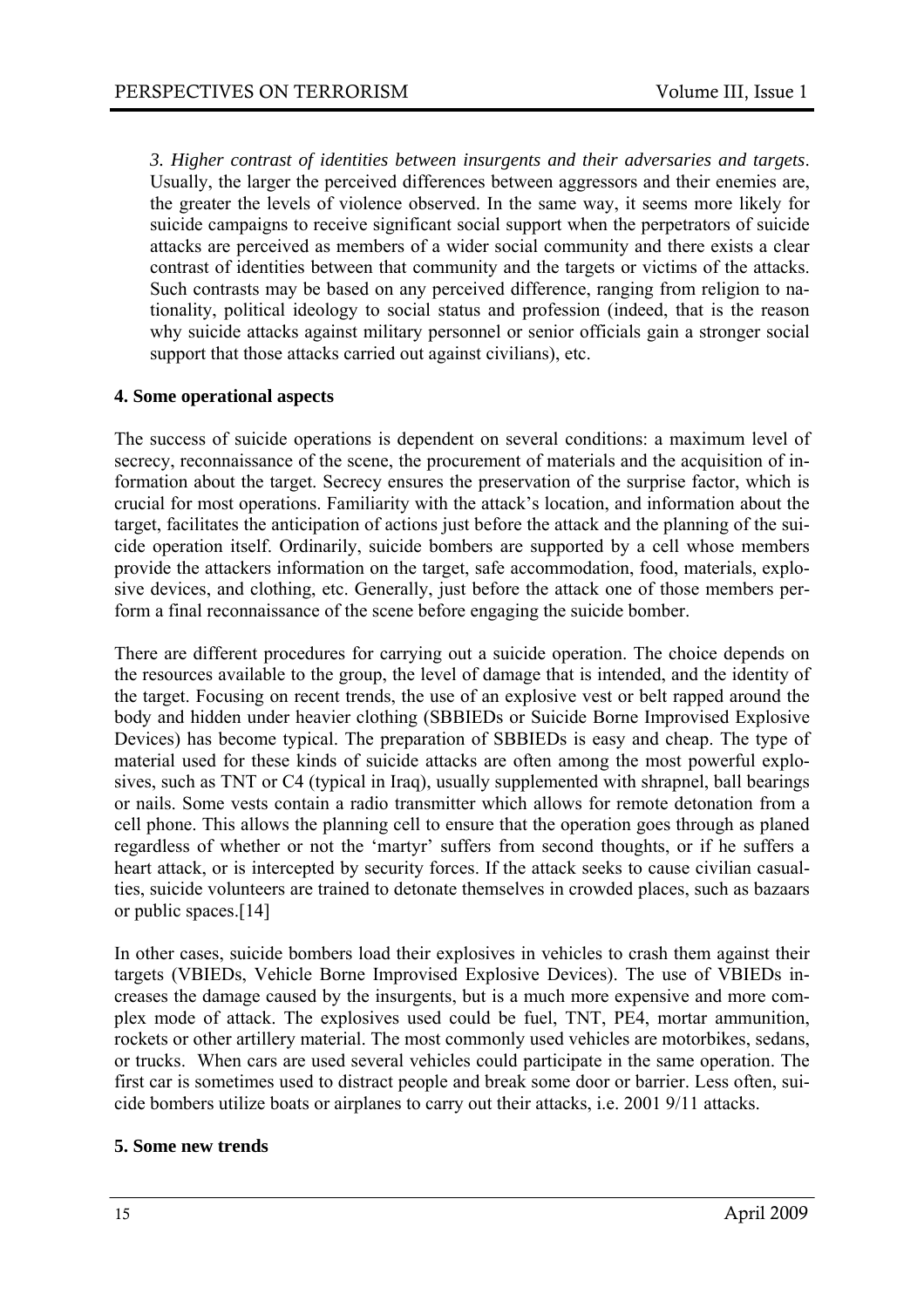*3. Higher contrast of identities between insurgents and their adversaries and targets*. Usually, the larger the perceived differences between aggressors and their enemies are, the greater the levels of violence observed. In the same way, it seems more likely for suicide campaigns to receive significant social support when the perpetrators of suicide attacks are perceived as members of a wider social community and there exists a clear contrast of identities between that community and the targets or victims of the attacks. Such contrasts may be based on any perceived difference, ranging from religion to nationality, political ideology to social status and profession (indeed, that is the reason why suicide attacks against military personnel or senior officials gain a stronger social support that those attacks carried out against civilians), etc.

## 4. Some operational aspects

The success of suicide operations is dependent on several conditions: a maximum level of secrecy, reconnaissance of the scene, the procurement of materials and the acquisition of information about the target. Secrecy ensures the preservation of the surprise factor, which is crucial for most operations. Familiarity with the attack's location, and information about the target, facilitates the anticipation of actions just before the attack and the planning of the suicide operation itself. Ordinarily, suicide bombers are supported by a cell whose members provide the attackers information on the target, safe accommodation, food, materials, explosive devices, and clothing, etc. Generally, just before the attack one of those members perform a final reconnaissance of the scene before engaging the suicide bomber.

There are different procedures for carrying out a suicide operation. The choice depends on the resources available to the group, the level of damage that is intended, and the identity of the target. Focusing on recent trends, the use of an explosive vest or belt rapped around the body and hidden under heavier clothing (SBBIEDs or Suicide Borne Improvised Explosive Devices) has become typical. The preparation of SBBIEDs is easy and cheap. The type of material used for these kinds of suicide attacks are often among the most powerful explosives, such as TNT or C4 (typical in Iraq), usually supplemented with shrapnel, ball bearings or nails. Some vests contain a radio transmitter which allows for remote detonation from a cell phone. This allows the planning cell to ensure that the operation goes through as planed regardless of whether or not the 'martyr' suffers from second thoughts, or if he suffers a heart attack, or is intercepted by security forces. If the attack seeks to cause civilian casualties, suicide volunteers are trained to detonate themselves in crowded places, such as bazaars or public spaces.[14]

In other cases, suicide bombers load their explosives in vehicles to crash them against their targets (VBIEDs, Vehicle Borne Improvised Explosive Devices). The use of VBIEDs increases the damage caused by the insurgents, but is a much more expensive and more complex mode of attack. The explosives used could be fuel, TNT, PE4, mortar ammunition, rockets or other artillery material. The most commonly used vehicles are motorbikes, sedans, or trucks. When cars are used several vehicles could participate in the same operation. The first car is sometimes used to distract people and break some door or barrier. Less often, suicide bombers utilize boats or airplanes to carry out their attacks, i.e. 2001 9/11 attacks.

## 5. Some new trends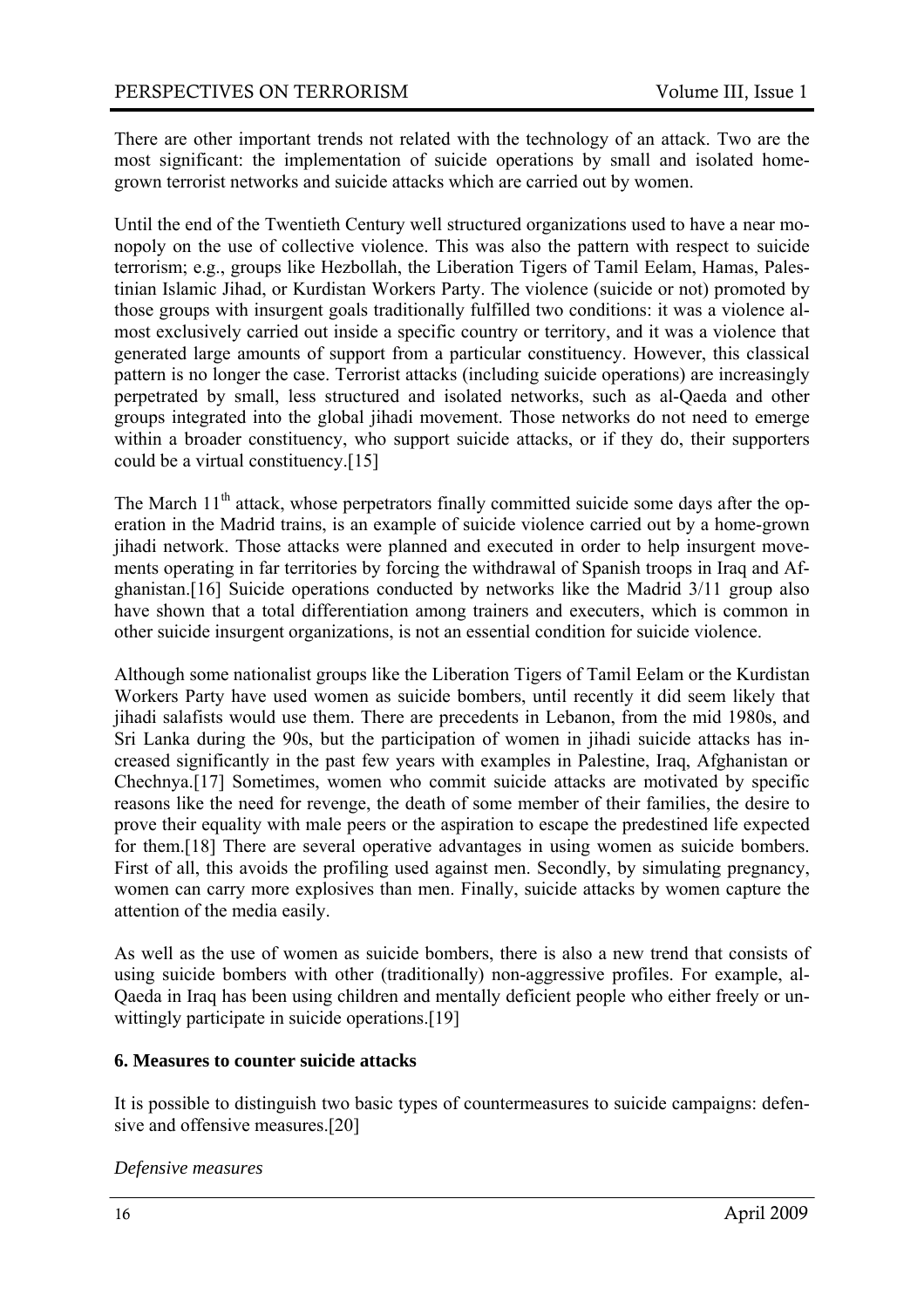There are other important trends not related with the technology of an attack. Two are the most significant: the implementation of suicide operations by small and isolated home-grown terrorist networks and suicide attacks which are carried out by women.

Until the end of the Twentieth Century well structured organizations used to have a near monopoly on the use of collective violence. This was also the pattern with respect to suicide terrorism; e.g., groups like Hezbollah, the Liberation Tigers of Tamil Eelam, Hamas, Palestinian Islamic Jihad, or Kurdistan Workers Party. The violence (suicide or not) promoted by those groups with insurgent goals traditionally fulfilled two conditions: it was a violence almost exclusively carried out inside a specific country or territory, and it was a violence that generated large amounts of support from a particular constituency. However, this classical pattern is no longer the case. Terrorist attacks (including suicide operations) are increasingly perpetrated by small, less structured and isolated networks, such as al-Qaeda and other groups integrated into the global jihadi movement. Those networks do not need to emerge within a broader constituency, who support suicide attacks, or if they do, their supporters could be a virtual constituency.[15]

The March 11th attack, whose perpetrators finally committed suicide some days after the operation in the Madrid trains, is an example of suicide violence carried out by a home-grown jihadi network. Those attacks were planned and executed in order to help insurgent movements operating in far territories by forcing the withdrawal of Spanish troops in Iraq and Afghanistan.[16] Suicide operations conducted by networks like the Madrid 3/11 group also have shown that a total differentiation among trainers and executers, which is common in other suicide insurgent organizations, is not an essential condition for suicide violence.

Although some nationalist groups like the Liberation Tigers of Tamil Eelam or the Kurdistan Workers Party have used women as suicide bombers, until recently it did seem likely that jihadi salafists would use them. There are precedents in Lebanon, from the mid 1980s, and Sri Lanka during the 90s, but the participation of women in jihadi suicide attacks has increased significantly in the past few years with examples in Palestine, Iraq, Afghanistan or Chechnya.[17] Sometimes, women who commit suicide attacks are motivated by specific reasons like the need for revenge, the death of some member of their families, the desire to prove their equality with male peers or the aspiration to escape the predestined life expected for them.[18] There are several operative advantages in using women as suicide bombers. First of all, this avoids the profiling used against men. Secondly, by simulating pregnancy, women can carry more explosives than men. Finally, suicide attacks by women capture the attention of the media easily.

As well as the use of women as suicide bombers, there is also a new trend that consists of using suicide bombers with other (traditionally) non-aggressive profiles. For example, al-Qaeda in Iraq has been using children and mentally deficient people who either freely or unwittingly participate in suicide operations.[19]

## 6. Measures to counter suicide attacks

It is possible to distinguish two basic types of countermeasures to suicide campaigns: defensive and offensive measures.[20]

*Defensive measures*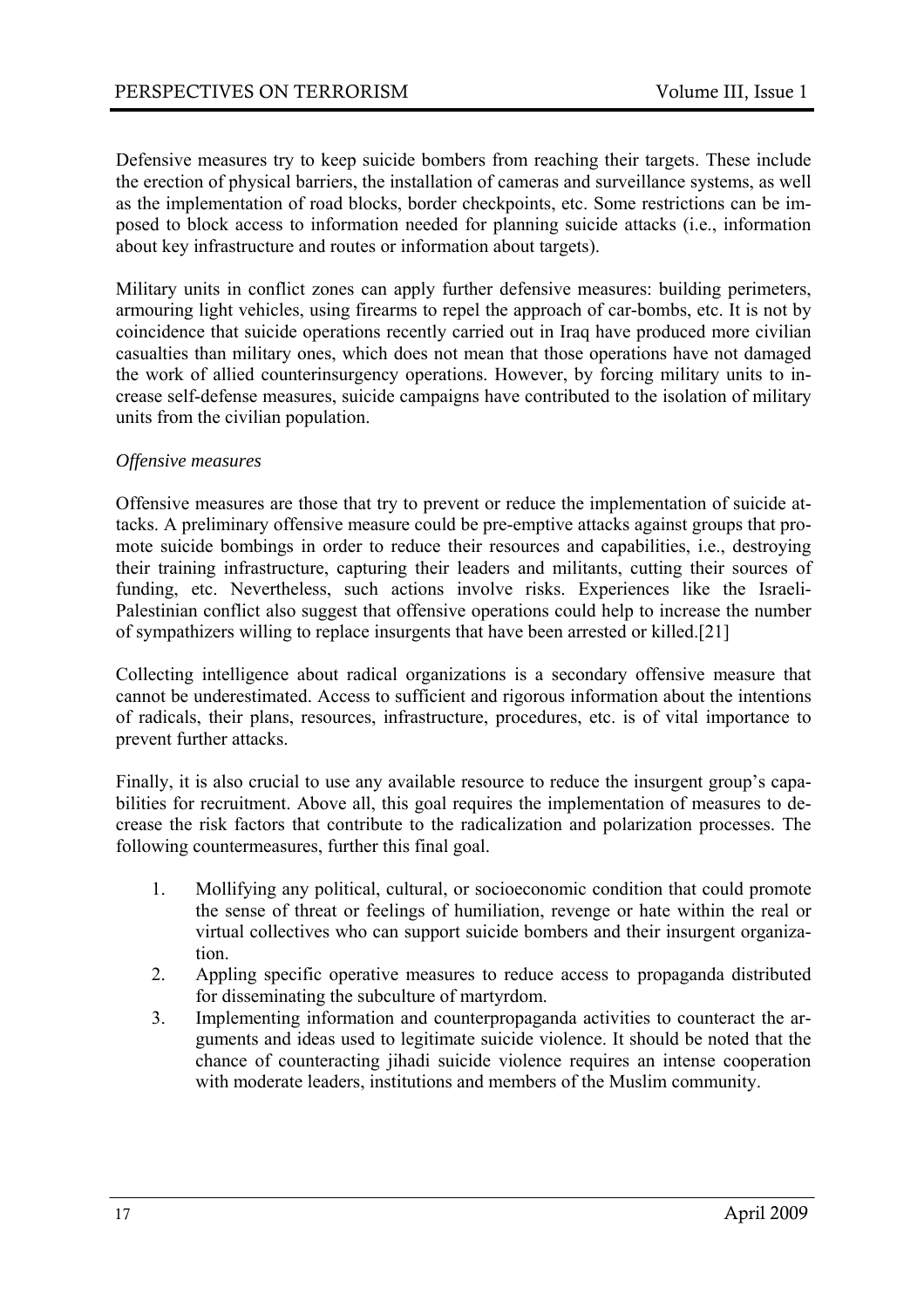Defensive measures try to keep suicide bombers from reaching their targets. These include the erection of physical barriers, the installation of cameras and surveillance systems, as well as the implementation of road blocks, border checkpoints, etc. Some restrictions can be imposed to block access to information needed for planning suicide attacks (i.e., information about key infrastructure and routes or information about targets).

Military units in conflict zones can apply further defensive measures: building perimeters, armouring light vehicles, using firearms to repel the approach of car-bombs, etc. It is not by coincidence that suicide operations recently carried out in Iraq have produced more civilian casualties than military ones, which does not mean that those operations have not damaged the work of allied counterinsurgency operations. However, by forcing military units to increase self-defense measures, suicide campaigns have contributed to the isolation of military units from the civilian population.

*Offensive measures*

Offensive measures are those that try to prevent or reduce the implementation of suicide attacks. A preliminary offensive measure could be pre-emptive attacks against groups that promote suicide bombings in order to reduce their resources and capabilities, i.e., destroying their training infrastructure, capturing their leaders and militants, cutting their sources of funding, etc. Nevertheless, such actions involve risks. Experiences like the Israeli-Palestinian conflict also suggest that offensive operations could help to increase the number of sympathizers willing to replace insurgents that have been arrested or killed.[21]

Collecting intelligence about radical organizations is a secondary offensive measure that cannot be underestimated. Access to sufficient and rigorous information about the intentions of radicals, their plans, resources, infrastructure, procedures, etc. is of vital importance to prevent further attacks.

Finally, it is also crucial to use any available resource to reduce the insurgent group's capabilities for recruitment. Above all, this goal requires the implementation of measures to decrease the risk factors that contribute to the radicalization and polarization processes. The following countermeasures, further this final goal.

1. Mollifying any political, cultural, or socioeconomic condition that could promote the sense of threat or feelings of humiliation, revenge or hate within the real or virtual collectives who can support suicide bombers and their insurgent organization.
2. Appling specific operative measures to reduce access to propaganda distributed for disseminating the subculture of martyrdom.
3. Implementing information and counterpropaganda activities to counteract the arguments and ideas used to legitimate suicide violence. It should be noted that the chance of counteracting jihadi suicide violence requires an intense cooperation with moderate leaders, institutions and members of the Muslim community.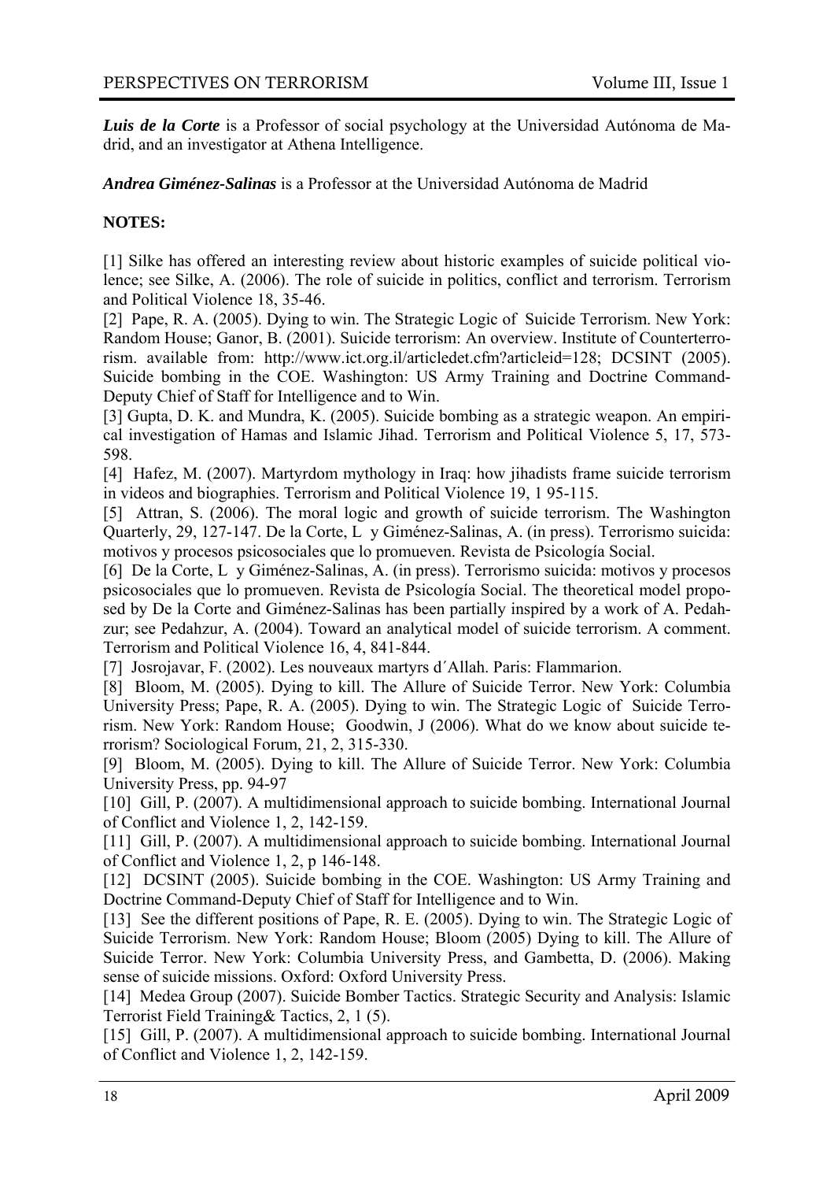***Luis de la Corte*** is a Professor of social psychology at the Universidad Autónoma de Madrid, and an investigator at Athena Intelligence.

***Andrea Giménez-Salinas*** is a Professor at the Universidad Autónoma de Madrid

**NOTES:**

[1] Silke has offered an interesting review about historic examples of suicide political violence; see Silke, A. (2006). The role of suicide in politics, conflict and terrorism. Terrorism and Political Violence 18, 35-46.

[2] Pape, R. A. (2005). Dying to win. The Strategic Logic of Suicide Terrorism. New York: Random House; Ganor, B. (2001). Suicide terrorism: An overview. Institute of Counterterrorism. available from: http://www.ict.org.il/articledet.cfm?articleid=128; DCSINT (2005). Suicide bombing in the COE. Washington: US Army Training and Doctrine Command-Deputy Chief of Staff for Intelligence and to Win.

[3] Gupta, D. K. and Mundra, K. (2005). Suicide bombing as a strategic weapon. An empirical investigation of Hamas and Islamic Jihad. Terrorism and Political Violence 5, 17, 573-598.

[4] Hafez, M. (2007). Martyrdom mythology in Iraq: how jihadists frame suicide terrorism in videos and biographies. Terrorism and Political Violence 19, 1 95-115.

[5] Attran, S. (2006). The moral logic and growth of suicide terrorism. The Washington Quarterly, 29, 127-147. De la Corte, L y Giménez-Salinas, A. (in press). Terrorismo suicida: motivos y procesos psicosociales que lo promueven. Revista de Psicología Social.

[6] De la Corte, L y Giménez-Salinas, A. (in press). Terrorismo suicida: motivos y procesos psicosociales que lo promueven. Revista de Psicología Social. The theoretical model proposed by De la Corte and Giménez-Salinas has been partially inspired by a work of A. Pedahzur; see Pedahzur, A. (2004). Toward an analytical model of suicide terrorism. A comment. Terrorism and Political Violence 16, 4, 841-844.

[7] Josrojavar, F. (2002). Les nouveaux martyrs d´Allah. Paris: Flammarion.

[8] Bloom, M. (2005). Dying to kill. The Allure of Suicide Terror. New York: Columbia University Press; Pape, R. A. (2005). Dying to win. The Strategic Logic of Suicide Terrorism. New York: Random House; Goodwin, J (2006). What do we know about suicide terrorism? Sociological Forum, 21, 2, 315-330.

[9] Bloom, M. (2005). Dying to kill. The Allure of Suicide Terror. New York: Columbia University Press, pp. 94-97

[10] Gill, P. (2007). A multidimensional approach to suicide bombing. International Journal of Conflict and Violence 1, 2, 142-159.

[11] Gill, P. (2007). A multidimensional approach to suicide bombing. International Journal of Conflict and Violence 1, 2, p 146-148.

[12] DCSINT (2005). Suicide bombing in the COE. Washington: US Army Training and Doctrine Command-Deputy Chief of Staff for Intelligence and to Win.

[13] See the different positions of Pape, R. E. (2005). Dying to win. The Strategic Logic of Suicide Terrorism. New York: Random House; Bloom (2005) Dying to kill. The Allure of Suicide Terror. New York: Columbia University Press, and Gambetta, D. (2006). Making sense of suicide missions. Oxford: Oxford University Press.

[14] Medea Group (2007). Suicide Bomber Tactics. Strategic Security and Analysis: Islamic Terrorist Field Training& Tactics, 2, 1 (5).

[15] Gill, P. (2007). A multidimensional approach to suicide bombing. International Journal of Conflict and Violence 1, 2, 142-159.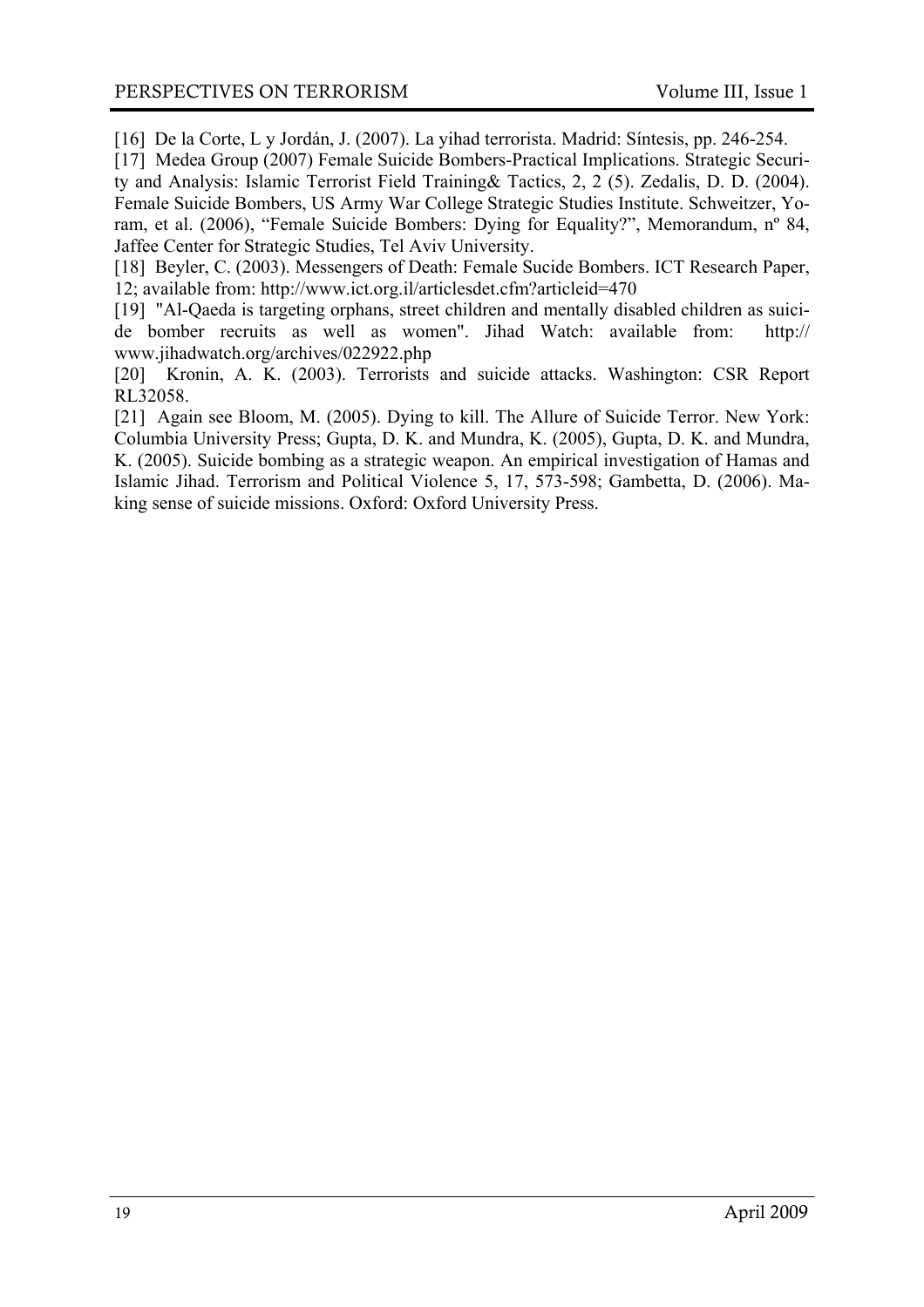[16] De la Corte, L y Jordán, J. (2007). La yihad terrorista. Madrid: Síntesis, pp. 246-254.

[17] Medea Group (2007) Female Suicide Bombers-Practical Implications. Strategic Security and Analysis: Islamic Terrorist Field Training& Tactics, 2, 2 (5). Zedalis, D. D. (2004). Female Suicide Bombers, US Army War College Strategic Studies Institute. Schweitzer, Yoram, et al. (2006), "Female Suicide Bombers: Dying for Equality?", Memorandum, nº 84, Jaffee Center for Strategic Studies, Tel Aviv University.

[18] Beyler, C. (2003). Messengers of Death: Female Sucide Bombers. ICT Research Paper, 12; available from: http://www.ict.org.il/articlesdet.cfm?articleid=470

[19] "Al-Qaeda is targeting orphans, street children and mentally disabled children as suicide bomber recruits as well as women". Jihad Watch: available from: http://www.jihadwatch.org/archives/022922.php

[20] Kronin, A. K. (2003). Terrorists and suicide attacks. Washington: CSR Report RL32058.

[21] Again see Bloom, M. (2005). Dying to kill. The Allure of Suicide Terror. New York: Columbia University Press; Gupta, D. K. and Mundra, K. (2005), Gupta, D. K. and Mundra, K. (2005). Suicide bombing as a strategic weapon. An empirical investigation of Hamas and Islamic Jihad. Terrorism and Political Violence 5, 17, 573-598; Gambetta, D. (2006). Making sense of suicide missions. Oxford: Oxford University Press.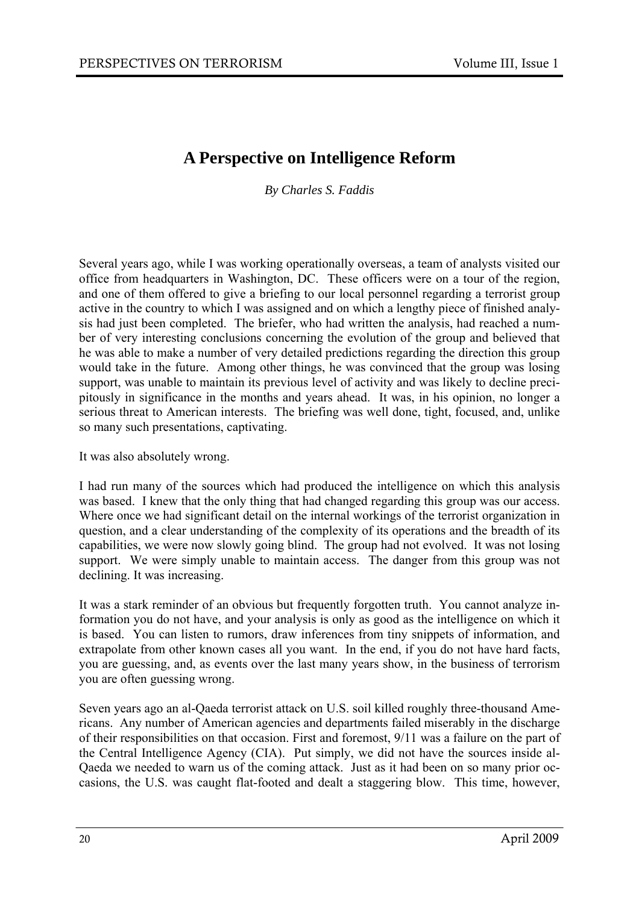# A Perspective on Intelligence Reform

*By Charles S. Faddis*

Several years ago, while I was working operationally overseas, a team of analysts visited our office from headquarters in Washington, DC. These officers were on a tour of the region, and one of them offered to give a briefing to our local personnel regarding a terrorist group active in the country to which I was assigned and on which a lengthy piece of finished analysis had just been completed. The briefer, who had written the analysis, had reached a number of very interesting conclusions concerning the evolution of the group and believed that he was able to make a number of very detailed predictions regarding the direction this group would take in the future. Among other things, he was convinced that the group was losing support, was unable to maintain its previous level of activity and was likely to decline precipitously in significance in the months and years ahead. It was, in his opinion, no longer a serious threat to American interests. The briefing was well done, tight, focused, and, unlike so many such presentations, captivating.

It was also absolutely wrong.

I had run many of the sources which had produced the intelligence on which this analysis was based. I knew that the only thing that had changed regarding this group was our access. Where once we had significant detail on the internal workings of the terrorist organization in question, and a clear understanding of the complexity of its operations and the breadth of its capabilities, we were now slowly going blind. The group had not evolved. It was not losing support. We were simply unable to maintain access. The danger from this group was not declining. It was increasing.

It was a stark reminder of an obvious but frequently forgotten truth. You cannot analyze information you do not have, and your analysis is only as good as the intelligence on which it is based. You can listen to rumors, draw inferences from tiny snippets of information, and extrapolate from other known cases all you want. In the end, if you do not have hard facts, you are guessing, and, as events over the last many years show, in the business of terrorism you are often guessing wrong.

Seven years ago an al-Qaeda terrorist attack on U.S. soil killed roughly three-thousand Americans. Any number of American agencies and departments failed miserably in the discharge of their responsibilities on that occasion. First and foremost, 9/11 was a failure on the part of the Central Intelligence Agency (CIA). Put simply, we did not have the sources inside al-Qaeda we needed to warn us of the coming attack. Just as it had been on so many prior occasions, the U.S. was caught flat-footed and dealt a staggering blow. This time, however,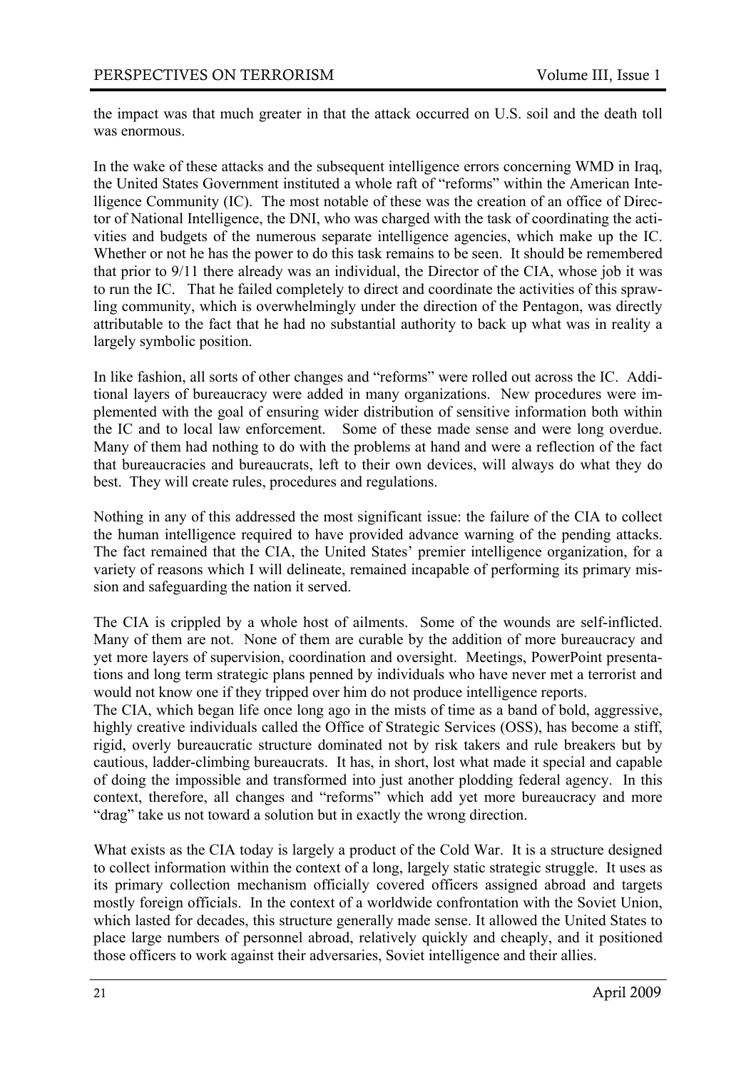the impact was that much greater in that the attack occurred on U.S. soil and the death toll was enormous.

In the wake of these attacks and the subsequent intelligence errors concerning WMD in Iraq, the United States Government instituted a whole raft of "reforms" within the American Intelligence Community (IC). The most notable of these was the creation of an office of Director of National Intelligence, the DNI, who was charged with the task of coordinating the activities and budgets of the numerous separate intelligence agencies, which make up the IC. Whether or not he has the power to do this task remains to be seen. It should be remembered that prior to 9/11 there already was an individual, the Director of the CIA, whose job it was to run the IC. That he failed completely to direct and coordinate the activities of this sprawling community, which is overwhelmingly under the direction of the Pentagon, was directly attributable to the fact that he had no substantial authority to back up what was in reality a largely symbolic position.

In like fashion, all sorts of other changes and "reforms" were rolled out across the IC. Additional layers of bureaucracy were added in many organizations. New procedures were implemented with the goal of ensuring wider distribution of sensitive information both within the IC and to local law enforcement. Some of these made sense and were long overdue. Many of them had nothing to do with the problems at hand and were a reflection of the fact that bureaucracies and bureaucrats, left to their own devices, will always do what they do best. They will create rules, procedures and regulations.

Nothing in any of this addressed the most significant issue: the failure of the CIA to collect the human intelligence required to have provided advance warning of the pending attacks. The fact remained that the CIA, the United States' premier intelligence organization, for a variety of reasons which I will delineate, remained incapable of performing its primary mission and safeguarding the nation it served.

The CIA is crippled by a whole host of ailments. Some of the wounds are self-inflicted. Many of them are not. None of them are curable by the addition of more bureaucracy and yet more layers of supervision, coordination and oversight. Meetings, PowerPoint presentations and long term strategic plans penned by individuals who have never met a terrorist and would not know one if they tripped over him do not produce intelligence reports.

The CIA, which began life once long ago in the mists of time as a band of bold, aggressive, highly creative individuals called the Office of Strategic Services (OSS), has become a stiff, rigid, overly bureaucratic structure dominated not by risk takers and rule breakers but by cautious, ladder-climbing bureaucrats. It has, in short, lost what made it special and capable of doing the impossible and transformed into just another plodding federal agency. In this context, therefore, all changes and "reforms" which add yet more bureaucracy and more "drag" take us not toward a solution but in exactly the wrong direction.

What exists as the CIA today is largely a product of the Cold War. It is a structure designed to collect information within the context of a long, largely static strategic struggle. It uses as its primary collection mechanism officially covered officers assigned abroad and targets mostly foreign officials. In the context of a worldwide confrontation with the Soviet Union, which lasted for decades, this structure generally made sense. It allowed the United States to place large numbers of personnel abroad, relatively quickly and cheaply, and it positioned those officers to work against their adversaries, Soviet intelligence and their allies.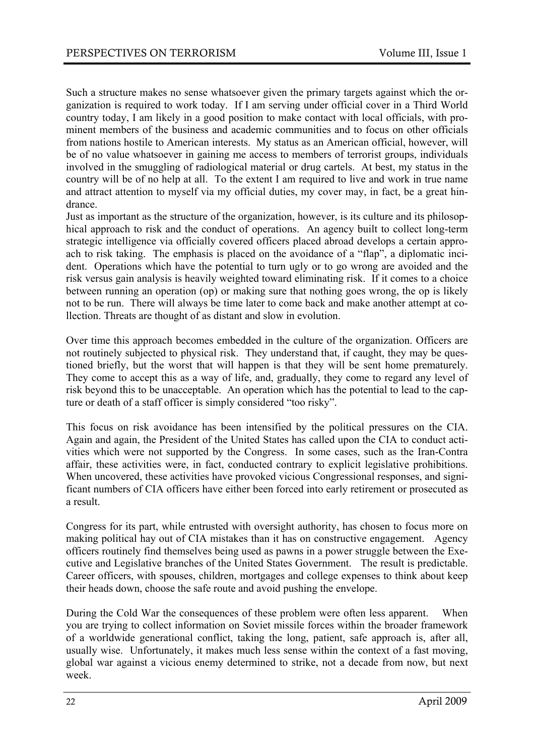Such a structure makes no sense whatsoever given the primary targets against which the organization is required to work today. If I am serving under official cover in a Third World country today, I am likely in a good position to make contact with local officials, with prominent members of the business and academic communities and to focus on other officials from nations hostile to American interests. My status as an American official, however, will be of no value whatsoever in gaining me access to members of terrorist groups, individuals involved in the smuggling of radiological material or drug cartels. At best, my status in the country will be of no help at all. To the extent I am required to live and work in true name and attract attention to myself via my official duties, my cover may, in fact, be a great hindrance.

Just as important as the structure of the organization, however, is its culture and its philosophical approach to risk and the conduct of operations. An agency built to collect long-term strategic intelligence via officially covered officers placed abroad develops a certain approach to risk taking. The emphasis is placed on the avoidance of a "flap", a diplomatic incident. Operations which have the potential to turn ugly or to go wrong are avoided and the risk versus gain analysis is heavily weighted toward eliminating risk. If it comes to a choice between running an operation (op) or making sure that nothing goes wrong, the op is likely not to be run. There will always be time later to come back and make another attempt at collection. Threats are thought of as distant and slow in evolution.

Over time this approach becomes embedded in the culture of the organization. Officers are not routinely subjected to physical risk. They understand that, if caught, they may be questioned briefly, but the worst that will happen is that they will be sent home prematurely. They come to accept this as a way of life, and, gradually, they come to regard any level of risk beyond this to be unacceptable. An operation which has the potential to lead to the capture or death of a staff officer is simply considered "too risky".

This focus on risk avoidance has been intensified by the political pressures on the CIA. Again and again, the President of the United States has called upon the CIA to conduct activities which were not supported by the Congress. In some cases, such as the Iran-Contra affair, these activities were, in fact, conducted contrary to explicit legislative prohibitions. When uncovered, these activities have provoked vicious Congressional responses, and significant numbers of CIA officers have either been forced into early retirement or prosecuted as a result.

Congress for its part, while entrusted with oversight authority, has chosen to focus more on making political hay out of CIA mistakes than it has on constructive engagement. Agency officers routinely find themselves being used as pawns in a power struggle between the Executive and Legislative branches of the United States Government. The result is predictable. Career officers, with spouses, children, mortgages and college expenses to think about keep their heads down, choose the safe route and avoid pushing the envelope.

During the Cold War the consequences of these problem were often less apparent. When you are trying to collect information on Soviet missile forces within the broader framework of a worldwide generational conflict, taking the long, patient, safe approach is, after all, usually wise. Unfortunately, it makes much less sense within the context of a fast moving, global war against a vicious enemy determined to strike, not a decade from now, but next week.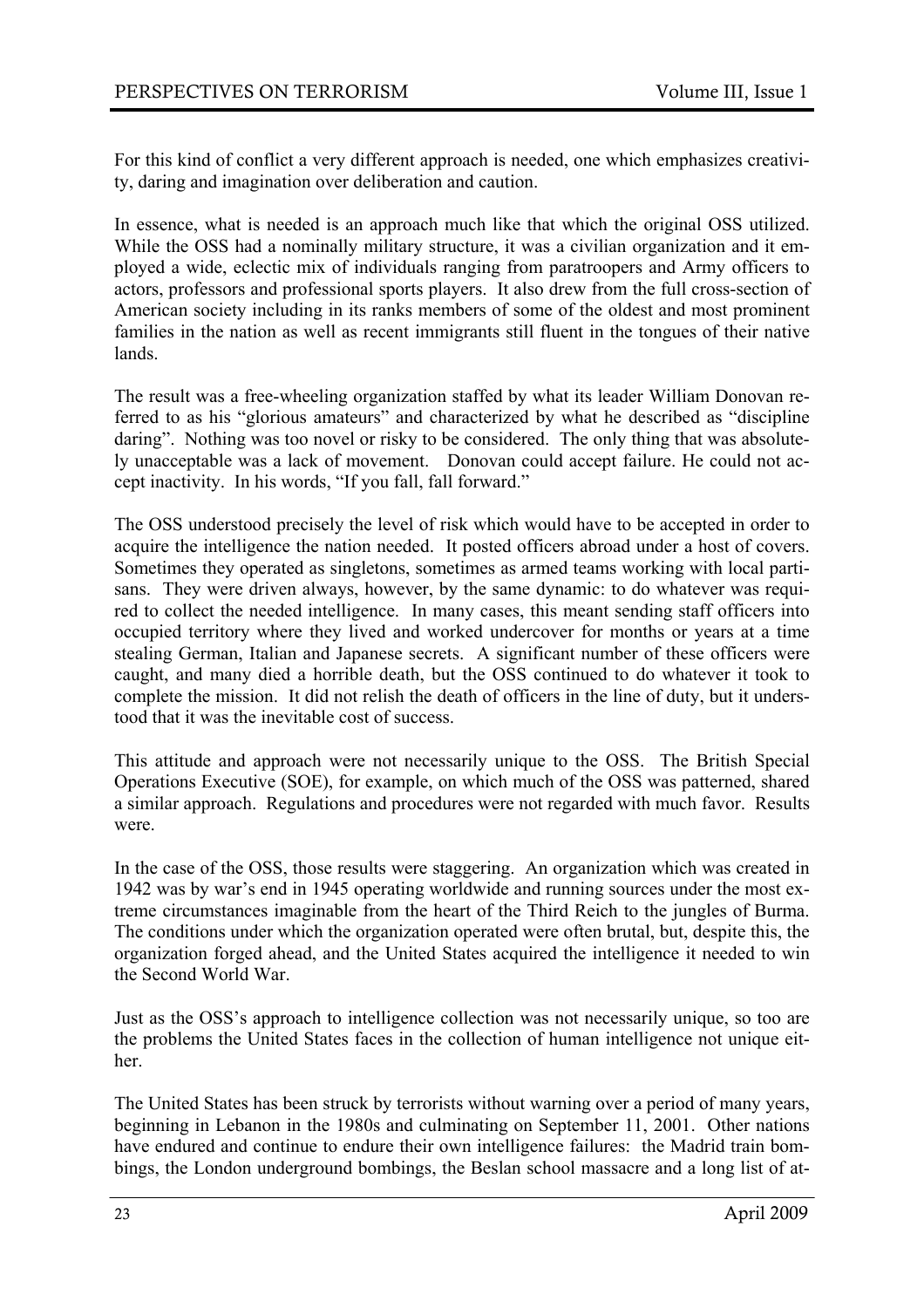For this kind of conflict a very different approach is needed, one which emphasizes creativity, daring and imagination over deliberation and caution.

In essence, what is needed is an approach much like that which the original OSS utilized. While the OSS had a nominally military structure, it was a civilian organization and it employed a wide, eclectic mix of individuals ranging from paratroopers and Army officers to actors, professors and professional sports players. It also drew from the full cross-section of American society including in its ranks members of some of the oldest and most prominent families in the nation as well as recent immigrants still fluent in the tongues of their native lands.

The result was a free-wheeling organization staffed by what its leader William Donovan referred to as his "glorious amateurs" and characterized by what he described as "discipline daring". Nothing was too novel or risky to be considered. The only thing that was absolutely unacceptable was a lack of movement. Donovan could accept failure. He could not accept inactivity. In his words, "If you fall, fall forward."

The OSS understood precisely the level of risk which would have to be accepted in order to acquire the intelligence the nation needed. It posted officers abroad under a host of covers. Sometimes they operated as singletons, sometimes as armed teams working with local partisans. They were driven always, however, by the same dynamic: to do whatever was required to collect the needed intelligence. In many cases, this meant sending staff officers into occupied territory where they lived and worked undercover for months or years at a time stealing German, Italian and Japanese secrets. A significant number of these officers were caught, and many died a horrible death, but the OSS continued to do whatever it took to complete the mission. It did not relish the death of officers in the line of duty, but it understood that it was the inevitable cost of success.

This attitude and approach were not necessarily unique to the OSS. The British Special Operations Executive (SOE), for example, on which much of the OSS was patterned, shared a similar approach. Regulations and procedures were not regarded with much favor. Results were.

In the case of the OSS, those results were staggering. An organization which was created in 1942 was by war's end in 1945 operating worldwide and running sources under the most extreme circumstances imaginable from the heart of the Third Reich to the jungles of Burma. The conditions under which the organization operated were often brutal, but, despite this, the organization forged ahead, and the United States acquired the intelligence it needed to win the Second World War.

Just as the OSS's approach to intelligence collection was not necessarily unique, so too are the problems the United States faces in the collection of human intelligence not unique either.

The United States has been struck by terrorists without warning over a period of many years, beginning in Lebanon in the 1980s and culminating on September 11, 2001. Other nations have endured and continue to endure their own intelligence failures: the Madrid train bombings, the London underground bombings, the Beslan school massacre and a long list of at-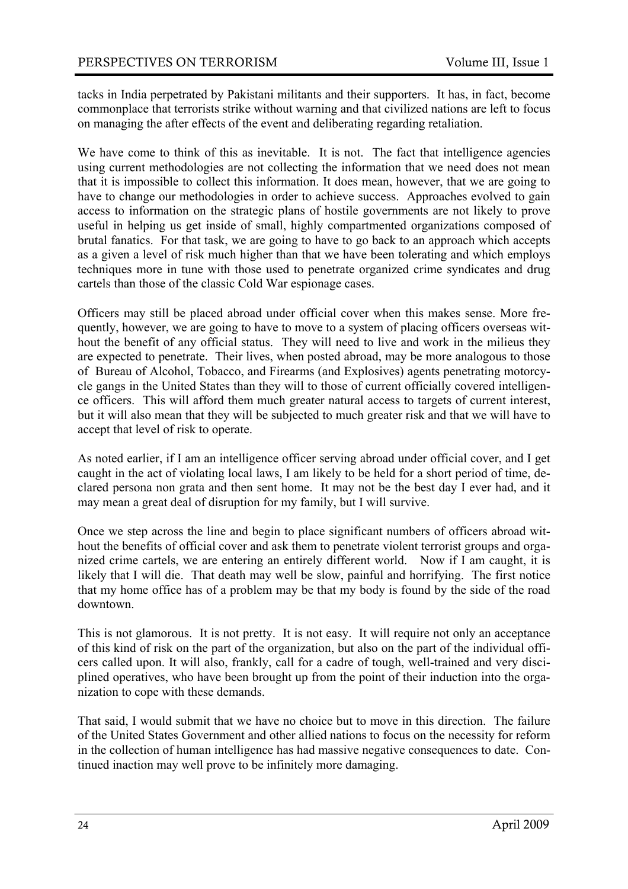tacks in India perpetrated by Pakistani militants and their supporters. It has, in fact, become commonplace that terrorists strike without warning and that civilized nations are left to focus on managing the after effects of the event and deliberating regarding retaliation.

We have come to think of this as inevitable. It is not. The fact that intelligence agencies using current methodologies are not collecting the information that we need does not mean that it is impossible to collect this information. It does mean, however, that we are going to have to change our methodologies in order to achieve success. Approaches evolved to gain access to information on the strategic plans of hostile governments are not likely to prove useful in helping us get inside of small, highly compartmented organizations composed of brutal fanatics. For that task, we are going to have to go back to an approach which accepts as a given a level of risk much higher than that we have been tolerating and which employs techniques more in tune with those used to penetrate organized crime syndicates and drug cartels than those of the classic Cold War espionage cases.

Officers may still be placed abroad under official cover when this makes sense. More frequently, however, we are going to have to move to a system of placing officers overseas without the benefit of any official status. They will need to live and work in the milieus they are expected to penetrate. Their lives, when posted abroad, may be more analogous to those of Bureau of Alcohol, Tobacco, and Firearms (and Explosives) agents penetrating motorcycle gangs in the United States than they will to those of current officially covered intelligence officers. This will afford them much greater natural access to targets of current interest, but it will also mean that they will be subjected to much greater risk and that we will have to accept that level of risk to operate.

As noted earlier, if I am an intelligence officer serving abroad under official cover, and I get caught in the act of violating local laws, I am likely to be held for a short period of time, declared persona non grata and then sent home. It may not be the best day I ever had, and it may mean a great deal of disruption for my family, but I will survive.

Once we step across the line and begin to place significant numbers of officers abroad without the benefits of official cover and ask them to penetrate violent terrorist groups and organized crime cartels, we are entering an entirely different world. Now if I am caught, it is likely that I will die. That death may well be slow, painful and horrifying. The first notice that my home office has of a problem may be that my body is found by the side of the road downtown.

This is not glamorous. It is not pretty. It is not easy. It will require not only an acceptance of this kind of risk on the part of the organization, but also on the part of the individual officers called upon. It will also, frankly, call for a cadre of tough, well-trained and very disciplined operatives, who have been brought up from the point of their induction into the organization to cope with these demands.

That said, I would submit that we have no choice but to move in this direction. The failure of the United States Government and other allied nations to focus on the necessity for reform in the collection of human intelligence has had massive negative consequences to date. Continued inaction may well prove to be infinitely more damaging.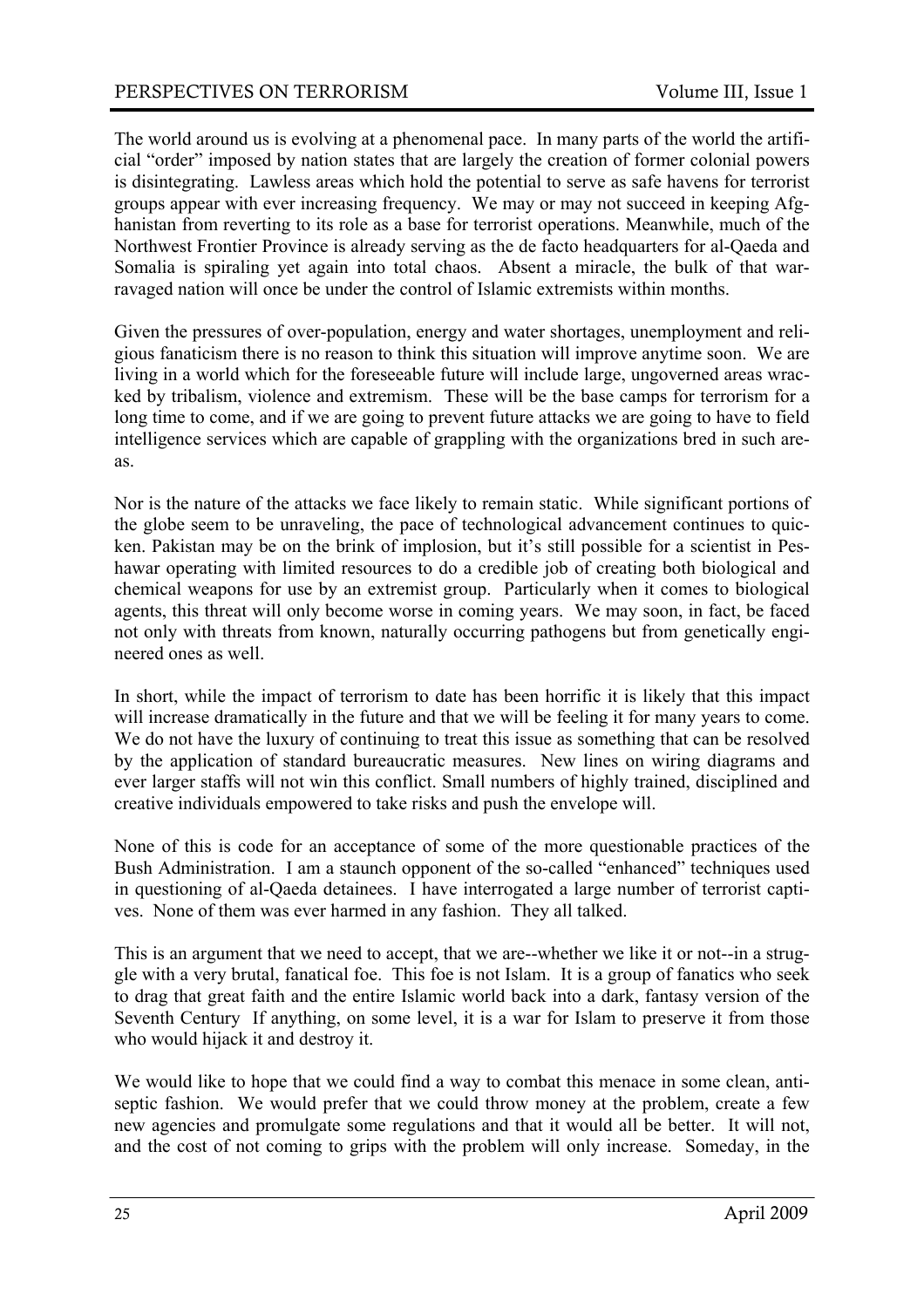The world around us is evolving at a phenomenal pace. In many parts of the world the artificial "order" imposed by nation states that are largely the creation of former colonial powers is disintegrating. Lawless areas which hold the potential to serve as safe havens for terrorist groups appear with ever increasing frequency. We may or may not succeed in keeping Afghanistan from reverting to its role as a base for terrorist operations. Meanwhile, much of the Northwest Frontier Province is already serving as the de facto headquarters for al-Qaeda and Somalia is spiraling yet again into total chaos. Absent a miracle, the bulk of that war-ravaged nation will once be under the control of Islamic extremists within months.

Given the pressures of over-population, energy and water shortages, unemployment and religious fanaticism there is no reason to think this situation will improve anytime soon. We are living in a world which for the foreseeable future will include large, ungoverned areas wracked by tribalism, violence and extremism. These will be the base camps for terrorism for a long time to come, and if we are going to prevent future attacks we are going to have to field intelligence services which are capable of grappling with the organizations bred in such areas.

Nor is the nature of the attacks we face likely to remain static. While significant portions of the globe seem to be unraveling, the pace of technological advancement continues to quicken. Pakistan may be on the brink of implosion, but it's still possible for a scientist in Peshawar operating with limited resources to do a credible job of creating both biological and chemical weapons for use by an extremist group. Particularly when it comes to biological agents, this threat will only become worse in coming years. We may soon, in fact, be faced not only with threats from known, naturally occurring pathogens but from genetically engineered ones as well.

In short, while the impact of terrorism to date has been horrific it is likely that this impact will increase dramatically in the future and that we will be feeling it for many years to come. We do not have the luxury of continuing to treat this issue as something that can be resolved by the application of standard bureaucratic measures. New lines on wiring diagrams and ever larger staffs will not win this conflict. Small numbers of highly trained, disciplined and creative individuals empowered to take risks and push the envelope will.

None of this is code for an acceptance of some of the more questionable practices of the Bush Administration. I am a staunch opponent of the so-called "enhanced" techniques used in questioning of al-Qaeda detainees. I have interrogated a large number of terrorist captives. None of them was ever harmed in any fashion. They all talked.

This is an argument that we need to accept, that we are--whether we like it or not--in a struggle with a very brutal, fanatical foe. This foe is not Islam. It is a group of fanatics who seek to drag that great faith and the entire Islamic world back into a dark, fantasy version of the Seventh Century If anything, on some level, it is a war for Islam to preserve it from those who would hijack it and destroy it.

We would like to hope that we could find a way to combat this menace in some clean, antiseptic fashion. We would prefer that we could throw money at the problem, create a few new agencies and promulgate some regulations and that it would all be better. It will not, and the cost of not coming to grips with the problem will only increase. Someday, in the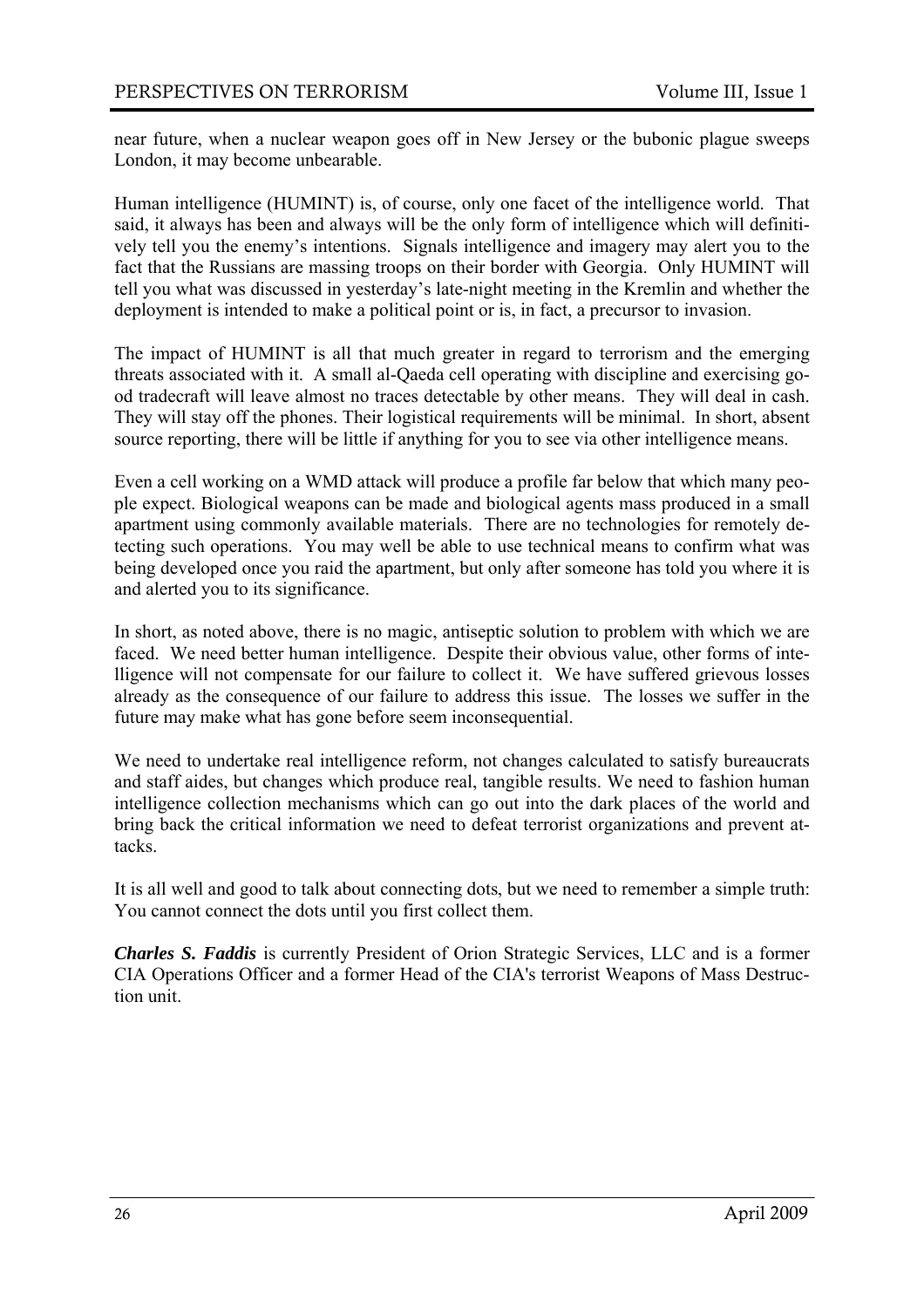near future, when a nuclear weapon goes off in New Jersey or the bubonic plague sweeps London, it may become unbearable.

Human intelligence (HUMINT) is, of course, only one facet of the intelligence world. That said, it always has been and always will be the only form of intelligence which will definitively tell you the enemy's intentions. Signals intelligence and imagery may alert you to the fact that the Russians are massing troops on their border with Georgia. Only HUMINT will tell you what was discussed in yesterday's late-night meeting in the Kremlin and whether the deployment is intended to make a political point or is, in fact, a precursor to invasion.

The impact of HUMINT is all that much greater in regard to terrorism and the emerging threats associated with it. A small al-Qaeda cell operating with discipline and exercising good tradecraft will leave almost no traces detectable by other means. They will deal in cash. They will stay off the phones. Their logistical requirements will be minimal. In short, absent source reporting, there will be little if anything for you to see via other intelligence means.

Even a cell working on a WMD attack will produce a profile far below that which many people expect. Biological weapons can be made and biological agents mass produced in a small apartment using commonly available materials. There are no technologies for remotely detecting such operations. You may well be able to use technical means to confirm what was being developed once you raid the apartment, but only after someone has told you where it is and alerted you to its significance.

In short, as noted above, there is no magic, antiseptic solution to problem with which we are faced. We need better human intelligence. Despite their obvious value, other forms of intelligence will not compensate for our failure to collect it. We have suffered grievous losses already as the consequence of our failure to address this issue. The losses we suffer in the future may make what has gone before seem inconsequential.

We need to undertake real intelligence reform, not changes calculated to satisfy bureaucrats and staff aides, but changes which produce real, tangible results. We need to fashion human intelligence collection mechanisms which can go out into the dark places of the world and bring back the critical information we need to defeat terrorist organizations and prevent attacks.

It is all well and good to talk about connecting dots, but we need to remember a simple truth: You cannot connect the dots until you first collect them.

***Charles S. Faddis*** is currently President of Orion Strategic Services, LLC and is a former CIA Operations Officer and a former Head of the CIA's terrorist Weapons of Mass Destruction unit.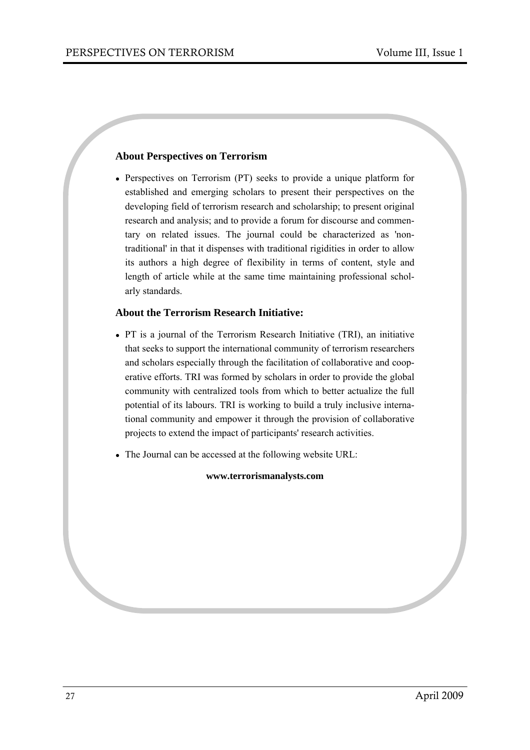### About Perspectives on Terrorism

- Perspectives on Terrorism (PT) seeks to provide a unique platform for established and emerging scholars to present their perspectives on the developing field of terrorism research and scholarship; to present original research and analysis; and to provide a forum for discourse and commentary on related issues. The journal could be characterized as 'non-traditional' in that it dispenses with traditional rigidities in order to allow its authors a high degree of flexibility in terms of content, style and length of article while at the same time maintaining professional scholarly standards.

### About the Terrorism Research Initiative:

- PT is a journal of the Terrorism Research Initiative (TRI), an initiative that seeks to support the international community of terrorism researchers and scholars especially through the facilitation of collaborative and cooperative efforts. TRI was formed by scholars in order to provide the global community with centralized tools from which to better actualize the full potential of its labours. TRI is working to build a truly inclusive international community and empower it through the provision of collaborative projects to extend the impact of participants' research activities.

- The Journal can be accessed at the following website URL:

  **www.terrorismanalysts.com**